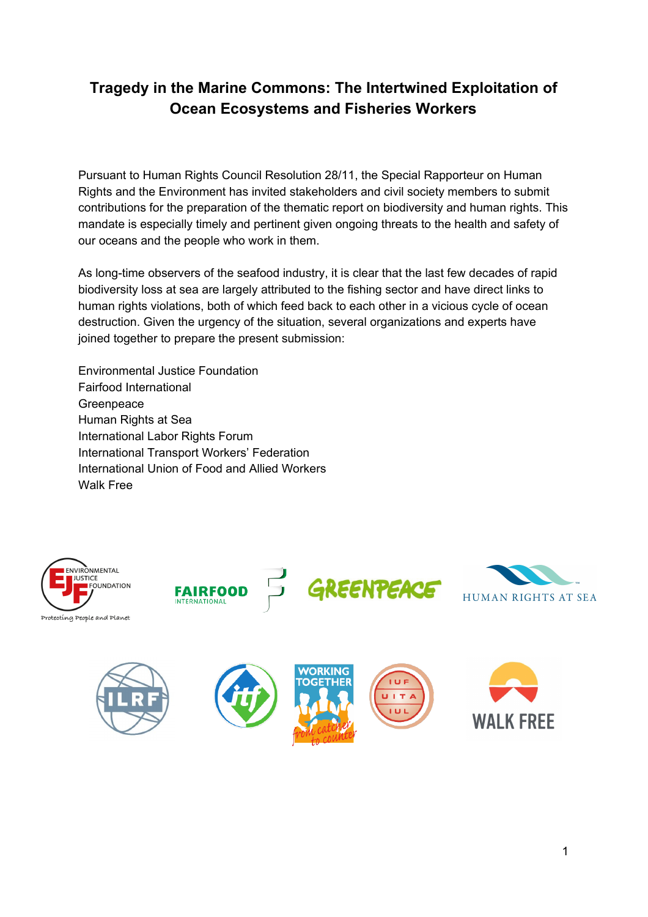# Tragedy in the Marine Commons: The Intertwined Exploitation of Ocean Ecosystems and Fisheries Workers

Pursuant to Human Rights Council Resolution 28/11, the Special Rapporteur on Human Rights and the Environment has invited stakeholders and civil society members to submit contributions for the preparation of the thematic report on biodiversity and human rights. This mandate is especially timely and pertinent given ongoing threats to the health and safety of our oceans and the people who work in them.

As long-time observers of the seafood industry, it is clear that the last few decades of rapid biodiversity loss at sea are largely attributed to the fishing sector and have direct links to human rights violations, both of which feed back to each other in a vicious cycle of ocean destruction. Given the urgency of the situation, several organizations and experts have joined together to prepare the present submission:

Environmental Justice Foundation
Fairfood International
Greenpeace
Human Rights at Sea
International Labor Rights Forum
International Transport Workers' Federation
International Union of Food and Allied Workers
Walk Free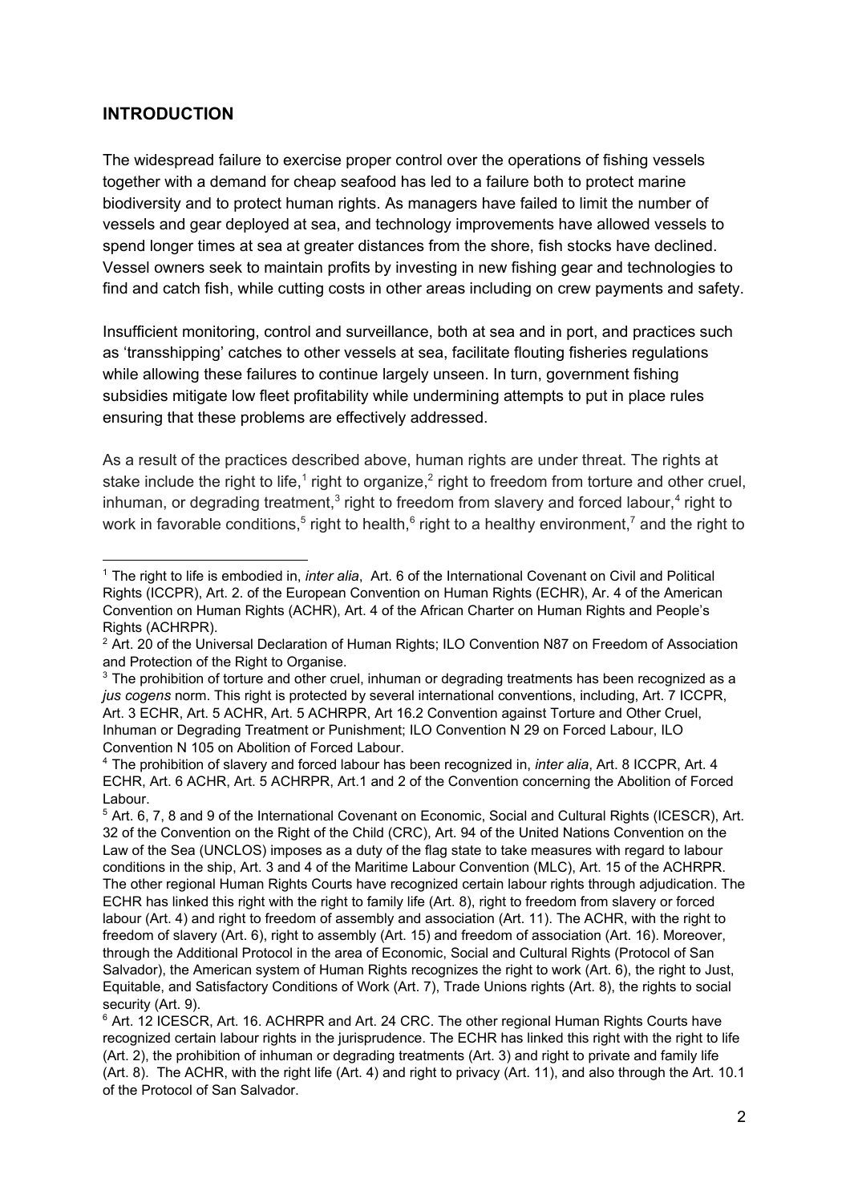## INTRODUCTION

The widespread failure to exercise proper control over the operations of fishing vessels together with a demand for cheap seafood has led to a failure both to protect marine biodiversity and to protect human rights. As managers have failed to limit the number of vessels and gear deployed at sea, and technology improvements have allowed vessels to spend longer times at sea at greater distances from the shore, fish stocks have declined. Vessel owners seek to maintain profits by investing in new fishing gear and technologies to find and catch fish, while cutting costs in other areas including on crew payments and safety.

Insufficient monitoring, control and surveillance, both at sea and in port, and practices such as 'transshipping' catches to other vessels at sea, facilitate flouting fisheries regulations while allowing these failures to continue largely unseen. In turn, government fishing subsidies mitigate low fleet profitability while undermining attempts to put in place rules ensuring that these problems are effectively addressed.

As a result of the practices described above, human rights are under threat. The rights at stake include the right to life,[1] right to organize,[2] right to freedom from torture and other cruel, inhuman, or degrading treatment,[3] right to freedom from slavery and forced labour,[4] right to work in favorable conditions,[5] right to health,[6] right to a healthy environment,[7] and the right to

---

[1] The right to life is embodied in, *inter alia*, Art. 6 of the International Covenant on Civil and Political Rights (ICCPR), Art. 2. of the European Convention on Human Rights (ECHR), Ar. 4 of the American Convention on Human Rights (ACHR), Art. 4 of the African Charter on Human Rights and People's Rights (ACHRPR).

[2] Art. 20 of the Universal Declaration of Human Rights; ILO Convention N87 on Freedom of Association and Protection of the Right to Organise.

[3] The prohibition of torture and other cruel, inhuman or degrading treatments has been recognized as a *jus cogens* norm. This right is protected by several international conventions, including, Art. 7 ICCPR, Art. 3 ECHR, Art. 5 ACHR, Art. 5 ACHRPR, Art 16.2 Convention against Torture and Other Cruel, Inhuman or Degrading Treatment or Punishment; ILO Convention N 29 on Forced Labour, ILO Convention N 105 on Abolition of Forced Labour.

[4] The prohibition of slavery and forced labour has been recognized in, *inter alia*, Art. 8 ICCPR, Art. 4 ECHR, Art. 6 ACHR, Art. 5 ACHRPR, Art.1 and 2 of the Convention concerning the Abolition of Forced Labour.

[5] Art. 6, 7, 8 and 9 of the International Covenant on Economic, Social and Cultural Rights (ICESCR), Art. 32 of the Convention on the Right of the Child (CRC), Art. 94 of the United Nations Convention on the Law of the Sea (UNCLOS) imposes as a duty of the flag state to take measures with regard to labour conditions in the ship, Art. 3 and 4 of the Maritime Labour Convention (MLC), Art. 15 of the ACHRPR. The other regional Human Rights Courts have recognized certain labour rights through adjudication. The ECHR has linked this right with the right to family life (Art. 8), right to freedom from slavery or forced labour (Art. 4) and right to freedom of assembly and association (Art. 11). The ACHR, with the right to freedom of slavery (Art. 6), right to assembly (Art. 15) and freedom of association (Art. 16). Moreover, through the Additional Protocol in the area of Economic, Social and Cultural Rights (Protocol of San Salvador), the American system of Human Rights recognizes the right to work (Art. 6), the right to Just, Equitable, and Satisfactory Conditions of Work (Art. 7), Trade Unions rights (Art. 8), the rights to social security (Art. 9).

[6] Art. 12 ICESCR, Art. 16. ACHRPR and Art. 24 CRC. The other regional Human Rights Courts have recognized certain labour rights in the jurisprudence. The ECHR has linked this right with the right to life (Art. 2), the prohibition of inhuman or degrading treatments (Art. 3) and right to private and family life (Art. 8). The ACHR, with the right life (Art. 4) and right to privacy (Art. 11), and also through the Art. 10.1 of the Protocol of San Salvador.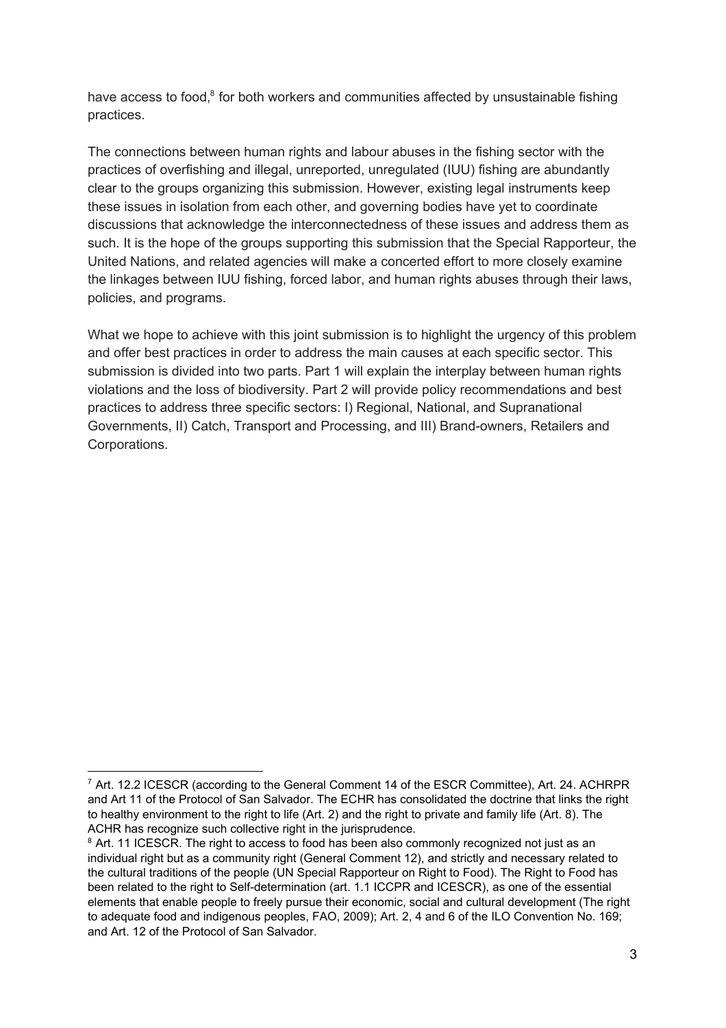have access to food,[8] for both workers and communities affected by unsustainable fishing practices.

The connections between human rights and labour abuses in the fishing sector with the practices of overfishing and illegal, unreported, unregulated (IUU) fishing are abundantly clear to the groups organizing this submission. However, existing legal instruments keep these issues in isolation from each other, and governing bodies have yet to coordinate discussions that acknowledge the interconnectedness of these issues and address them as such. It is the hope of the groups supporting this submission that the Special Rapporteur, the United Nations, and related agencies will make a concerted effort to more closely examine the linkages between IUU fishing, forced labor, and human rights abuses through their laws, policies, and programs.

What we hope to achieve with this joint submission is to highlight the urgency of this problem and offer best practices in order to address the main causes at each specific sector. This submission is divided into two parts. Part 1 will explain the interplay between human rights violations and the loss of biodiversity. Part 2 will provide policy recommendations and best practices to address three specific sectors: I) Regional, National, and Supranational Governments, II) Catch, Transport and Processing, and III) Brand-owners, Retailers and Corporations.

---

[7] Art. 12.2 ICESCR (according to the General Comment 14 of the ESCR Committee), Art. 24. ACHRPR and Art 11 of the Protocol of San Salvador. The ECHR has consolidated the doctrine that links the right to healthy environment to the right to life (Art. 2) and the right to private and family life (Art. 8). The ACHR has recognize such collective right in the jurisprudence.

[8] Art. 11 ICESCR. The right to access to food has been also commonly recognized not just as an individual right but as a community right (General Comment 12), and strictly and necessary related to the cultural traditions of the people (UN Special Rapporteur on Right to Food). The Right to Food has been related to the right to Self-determination (art. 1.1 ICCPR and ICESCR), as one of the essential elements that enable people to freely pursue their economic, social and cultural development (The right to adequate food and indigenous peoples, FAO, 2009); Art. 2, 4 and 6 of the ILO Convention No. 169; and Art. 12 of the Protocol of San Salvador.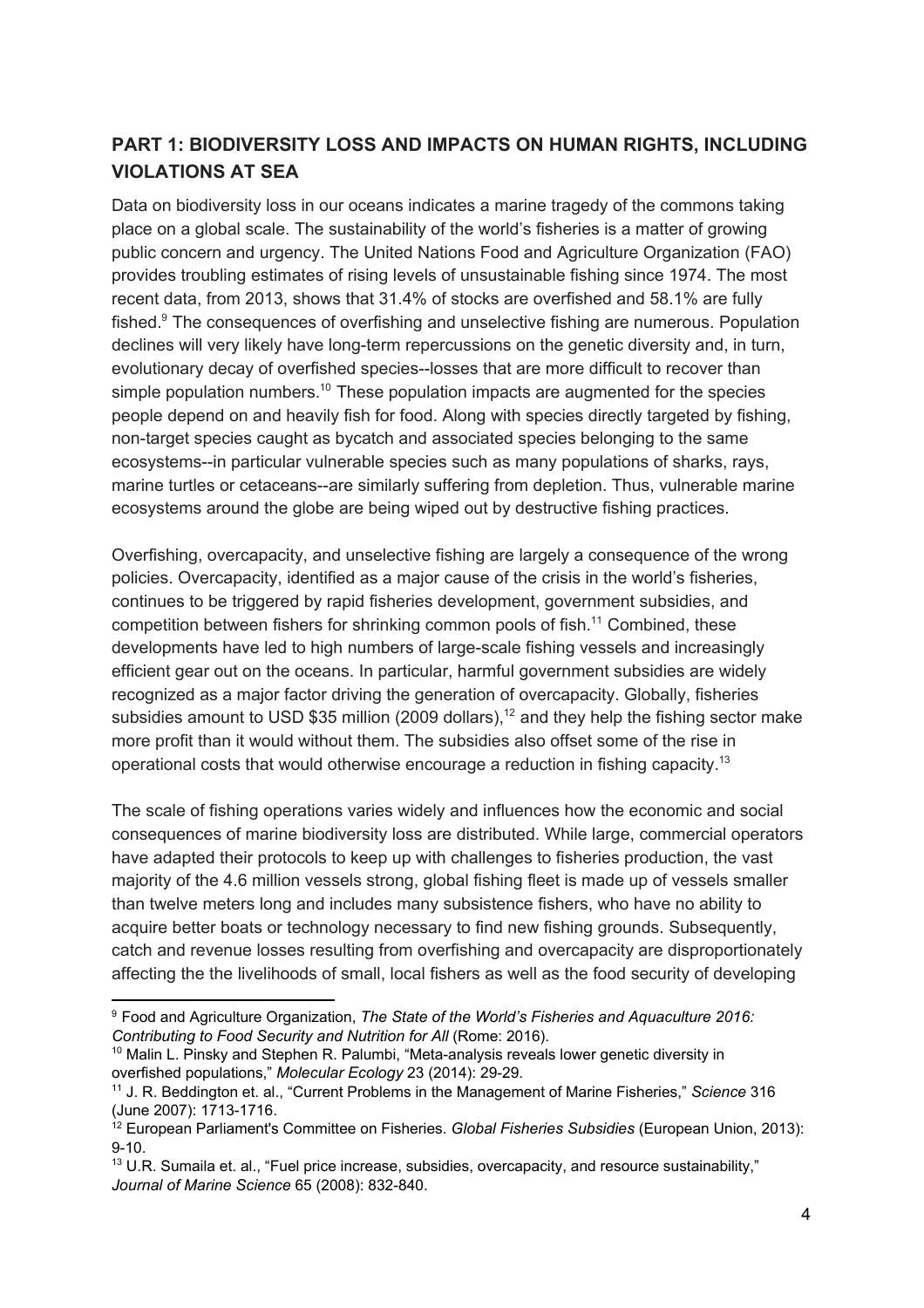## PART 1: BIODIVERSITY LOSS AND IMPACTS ON HUMAN RIGHTS, INCLUDING VIOLATIONS AT SEA

Data on biodiversity loss in our oceans indicates a marine tragedy of the commons taking place on a global scale. The sustainability of the world's fisheries is a matter of growing public concern and urgency. The United Nations Food and Agriculture Organization (FAO) provides troubling estimates of rising levels of unsustainable fishing since 1974. The most recent data, from 2013, shows that 31.4% of stocks are overfished and 58.1% are fully fished.[9] The consequences of overfishing and unselective fishing are numerous. Population declines will very likely have long-term repercussions on the genetic diversity and, in turn, evolutionary decay of overfished species--losses that are more difficult to recover than simple population numbers.[10] These population impacts are augmented for the species people depend on and heavily fish for food. Along with species directly targeted by fishing, non-target species caught as bycatch and associated species belonging to the same ecosystems--in particular vulnerable species such as many populations of sharks, rays, marine turtles or cetaceans--are similarly suffering from depletion. Thus, vulnerable marine ecosystems around the globe are being wiped out by destructive fishing practices.

Overfishing, overcapacity, and unselective fishing are largely a consequence of the wrong policies. Overcapacity, identified as a major cause of the crisis in the world's fisheries, continues to be triggered by rapid fisheries development, government subsidies, and competition between fishers for shrinking common pools of fish.[11] Combined, these developments have led to high numbers of large-scale fishing vessels and increasingly efficient gear out on the oceans. In particular, harmful government subsidies are widely recognized as a major factor driving the generation of overcapacity. Globally, fisheries subsidies amount to USD $35 million (2009 dollars),[12] and they help the fishing sector make more profit than it would without them. The subsidies also offset some of the rise in operational costs that would otherwise encourage a reduction in fishing capacity.[13]

The scale of fishing operations varies widely and influences how the economic and social consequences of marine biodiversity loss are distributed. While large, commercial operators have adapted their protocols to keep up with challenges to fisheries production, the vast majority of the 4.6 million vessels strong, global fishing fleet is made up of vessels smaller than twelve meters long and includes many subsistence fishers, who have no ability to acquire better boats or technology necessary to find new fishing grounds. Subsequently, catch and revenue losses resulting from overfishing and overcapacity are disproportionately affecting the the livelihoods of small, local fishers as well as the food security of developing

---

[9] Food and Agriculture Organization, *The State of the World's Fisheries and Aquaculture 2016: Contributing to Food Security and Nutrition for All* (Rome: 2016).

[10] Malin L. Pinsky and Stephen R. Palumbi, "Meta-analysis reveals lower genetic diversity in overfished populations," *Molecular Ecology* 23 (2014): 29-29.

[11] J. R. Beddington et. al., "Current Problems in the Management of Marine Fisheries," *Science* 316 (June 2007): 1713-1716.

[12] European Parliament's Committee on Fisheries. *Global Fisheries Subsidies* (European Union, 2013): 9-10.

[13] U.R. Sumaila et. al., "Fuel price increase, subsidies, overcapacity, and resource sustainability," *Journal of Marine Science* 65 (2008): 832-840.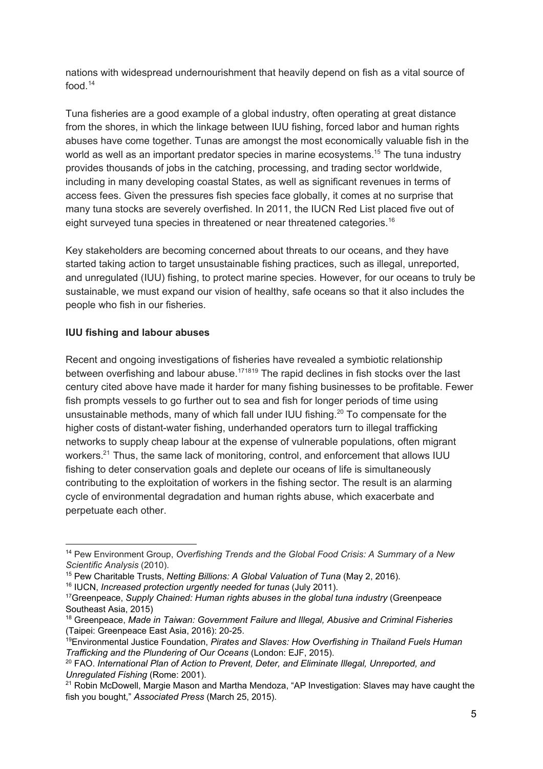nations with widespread undernourishment that heavily depend on fish as a vital source of food.[14]

Tuna fisheries are a good example of a global industry, often operating at great distance from the shores, in which the linkage between IUU fishing, forced labor and human rights abuses have come together. Tunas are amongst the most economically valuable fish in the world as well as an important predator species in marine ecosystems.[15] The tuna industry provides thousands of jobs in the catching, processing, and trading sector worldwide, including in many developing coastal States, as well as significant revenues in terms of access fees. Given the pressures fish species face globally, it comes at no surprise that many tuna stocks are severely overfished. In 2011, the IUCN Red List placed five out of eight surveyed tuna species in threatened or near threatened categories.[16]

Key stakeholders are becoming concerned about threats to our oceans, and they have started taking action to target unsustainable fishing practices, such as illegal, unreported, and unregulated (IUU) fishing, to protect marine species. However, for our oceans to truly be sustainable, we must expand our vision of healthy, safe oceans so that it also includes the people who fish in our fisheries.

**IUU fishing and labour abuses**

Recent and ongoing investigations of fisheries have revealed a symbiotic relationship between overfishing and labour abuse.[17][18][19] The rapid declines in fish stocks over the last century cited above have made it harder for many fishing businesses to be profitable. Fewer fish prompts vessels to go further out to sea and fish for longer periods of time using unsustainable methods, many of which fall under IUU fishing.[20] To compensate for the higher costs of distant-water fishing, underhanded operators turn to illegal trafficking networks to supply cheap labour at the expense of vulnerable populations, often migrant workers.[21] Thus, the same lack of monitoring, control, and enforcement that allows IUU fishing to deter conservation goals and deplete our oceans of life is simultaneously contributing to the exploitation of workers in the fishing sector. The result is an alarming cycle of environmental degradation and human rights abuse, which exacerbate and perpetuate each other.

---

[14] Pew Environment Group, *Overfishing Trends and the Global Food Crisis: A Summary of a New Scientific Analysis* (2010).

[15] Pew Charitable Trusts, *Netting Billions: A Global Valuation of Tuna* (May 2, 2016).

[16] IUCN, *Increased protection urgently needed for tunas* (July 2011).

[17] Greenpeace, *Supply Chained: Human rights abuses in the global tuna industry* (Greenpeace Southeast Asia, 2015)

[18] Greenpeace, *Made in Taiwan: Government Failure and Illegal, Abusive and Criminal Fisheries* (Taipei: Greenpeace East Asia, 2016): 20-25.

[19] Environmental Justice Foundation, *Pirates and Slaves: How Overfishing in Thailand Fuels Human Trafficking and the Plundering of Our Oceans* (London: EJF, 2015).

[20] FAO. *International Plan of Action to Prevent, Deter, and Eliminate Illegal, Unreported, and Unregulated Fishing* (Rome: 2001).

[21] Robin McDowell, Margie Mason and Martha Mendoza, "AP Investigation: Slaves may have caught the fish you bought," *Associated Press* (March 25, 2015).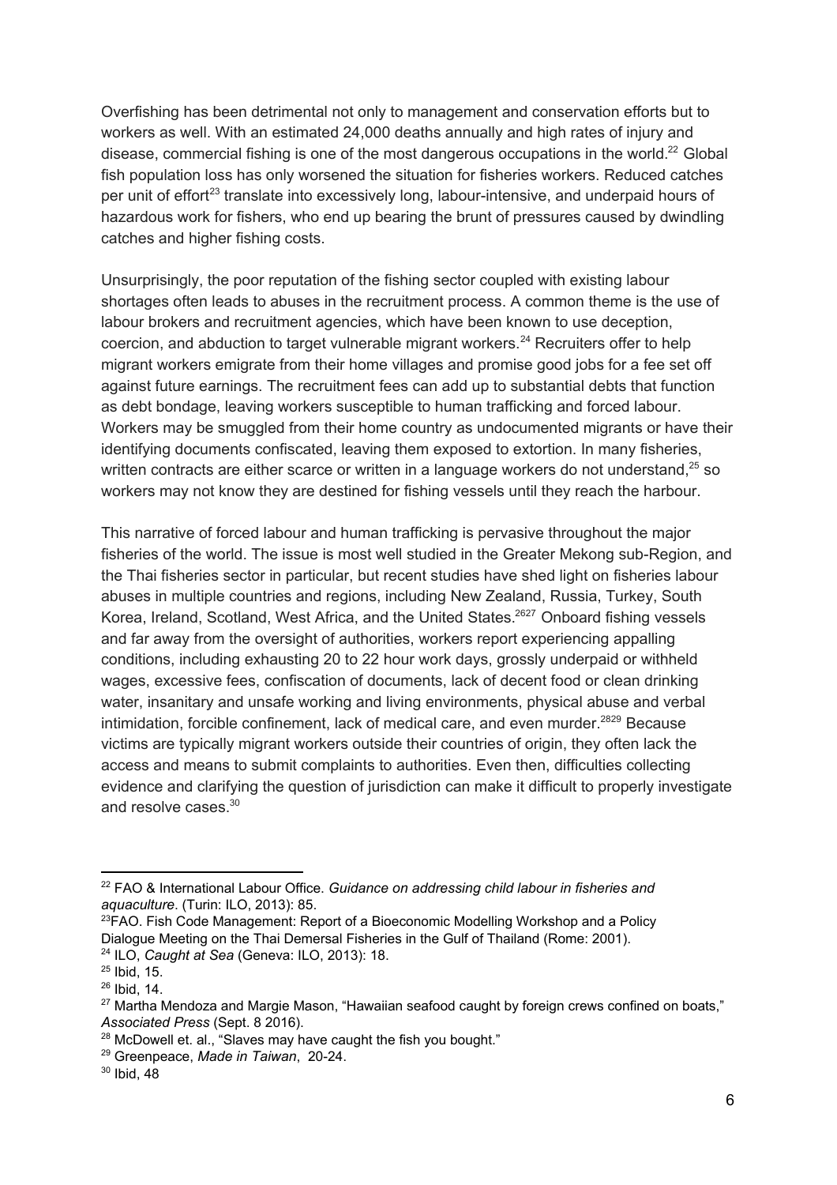Overfishing has been detrimental not only to management and conservation efforts but to workers as well. With an estimated 24,000 deaths annually and high rates of injury and disease, commercial fishing is one of the most dangerous occupations in the world.[22] Global fish population loss has only worsened the situation for fisheries workers. Reduced catches per unit of effort[23] translate into excessively long, labour-intensive, and underpaid hours of hazardous work for fishers, who end up bearing the brunt of pressures caused by dwindling catches and higher fishing costs.

Unsurprisingly, the poor reputation of the fishing sector coupled with existing labour shortages often leads to abuses in the recruitment process. A common theme is the use of labour brokers and recruitment agencies, which have been known to use deception, coercion, and abduction to target vulnerable migrant workers.[24] Recruiters offer to help migrant workers emigrate from their home villages and promise good jobs for a fee set off against future earnings. The recruitment fees can add up to substantial debts that function as debt bondage, leaving workers susceptible to human trafficking and forced labour. Workers may be smuggled from their home country as undocumented migrants or have their identifying documents confiscated, leaving them exposed to extortion. In many fisheries, written contracts are either scarce or written in a language workers do not understand,[25] so workers may not know they are destined for fishing vessels until they reach the harbour.

This narrative of forced labour and human trafficking is pervasive throughout the major fisheries of the world. The issue is most well studied in the Greater Mekong sub-Region, and the Thai fisheries sector in particular, but recent studies have shed light on fisheries labour abuses in multiple countries and regions, including New Zealand, Russia, Turkey, South Korea, Ireland, Scotland, West Africa, and the United States.[26][27] Onboard fishing vessels and far away from the oversight of authorities, workers report experiencing appalling conditions, including exhausting 20 to 22 hour work days, grossly underpaid or withheld wages, excessive fees, confiscation of documents, lack of decent food or clean drinking water, insanitary and unsafe working and living environments, physical abuse and verbal intimidation, forcible confinement, lack of medical care, and even murder.[28][29] Because victims are typically migrant workers outside their countries of origin, they often lack the access and means to submit complaints to authorities. Even then, difficulties collecting evidence and clarifying the question of jurisdiction can make it difficult to properly investigate and resolve cases.[30]

---

[22] FAO & International Labour Office. *Guidance on addressing child labour in fisheries and aquaculture*. (Turin: ILO, 2013): 85.

[23] FAO. Fish Code Management: Report of a Bioeconomic Modelling Workshop and a Policy Dialogue Meeting on the Thai Demersal Fisheries in the Gulf of Thailand (Rome: 2001).

[24] ILO, *Caught at Sea* (Geneva: ILO, 2013): 18.

[25] Ibid, 15.

[26] Ibid, 14.

[27] Martha Mendoza and Margie Mason, "Hawaiian seafood caught by foreign crews confined on boats," *Associated Press* (Sept. 8 2016).

[28] McDowell et. al., "Slaves may have caught the fish you bought."

[29] Greenpeace, *Made in Taiwan*, 20-24.

[30] Ibid, 48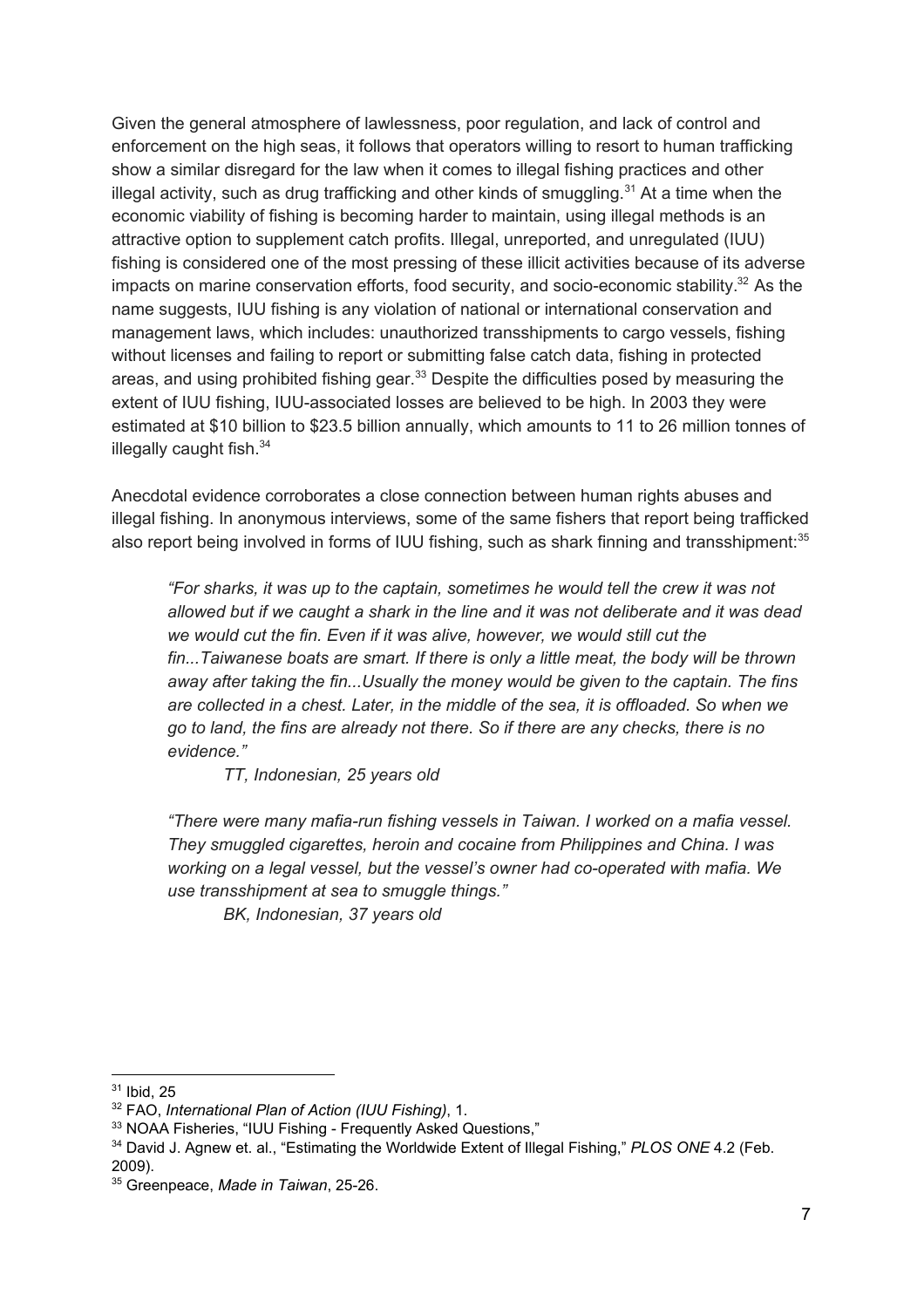Given the general atmosphere of lawlessness, poor regulation, and lack of control and enforcement on the high seas, it follows that operators willing to resort to human trafficking show a similar disregard for the law when it comes to illegal fishing practices and other illegal activity, such as drug trafficking and other kinds of smuggling.[31] At a time when the economic viability of fishing is becoming harder to maintain, using illegal methods is an attractive option to supplement catch profits. Illegal, unreported, and unregulated (IUU) fishing is considered one of the most pressing of these illicit activities because of its adverse impacts on marine conservation efforts, food security, and socio-economic stability.[32] As the name suggests, IUU fishing is any violation of national or international conservation and management laws, which includes: unauthorized transshipments to cargo vessels, fishing without licenses and failing to report or submitting false catch data, fishing in protected areas, and using prohibited fishing gear.[33] Despite the difficulties posed by measuring the extent of IUU fishing, IUU-associated losses are believed to be high. In 2003 they were estimated at $10 billion to $23.5 billion annually, which amounts to 11 to 26 million tonnes of illegally caught fish.[34]

Anecdotal evidence corroborates a close connection between human rights abuses and illegal fishing. In anonymous interviews, some of the same fishers that report being trafficked also report being involved in forms of IUU fishing, such as shark finning and transshipment:[35]

> *"For sharks, it was up to the captain, sometimes he would tell the crew it was not allowed but if we caught a shark in the line and it was not deliberate and it was dead we would cut the fin. Even if it was alive, however, we would still cut the fin...Taiwanese boats are smart. If there is only a little meat, the body will be thrown away after taking the fin...Usually the money would be given to the captain. The fins are collected in a chest. Later, in the middle of the sea, it is offloaded. So when we go to land, the fins are already not there. So if there are any checks, there is no evidence."*
>
> *TT, Indonesian, 25 years old*

> *"There were many mafia-run fishing vessels in Taiwan. I worked on a mafia vessel. They smuggled cigarettes, heroin and cocaine from Philippines and China. I was working on a legal vessel, but the vessel's owner had co-operated with mafia. We use transshipment at sea to smuggle things."*
>
> *BK, Indonesian, 37 years old*

---

[31] Ibid, 25

[32] FAO, *International Plan of Action (IUU Fishing)*, 1.

[33] NOAA Fisheries, "IUU Fishing - Frequently Asked Questions,"

[34] David J. Agnew et. al., "Estimating the Worldwide Extent of Illegal Fishing," *PLOS ONE* 4.2 (Feb. 2009).

[35] Greenpeace, *Made in Taiwan*, 25-26.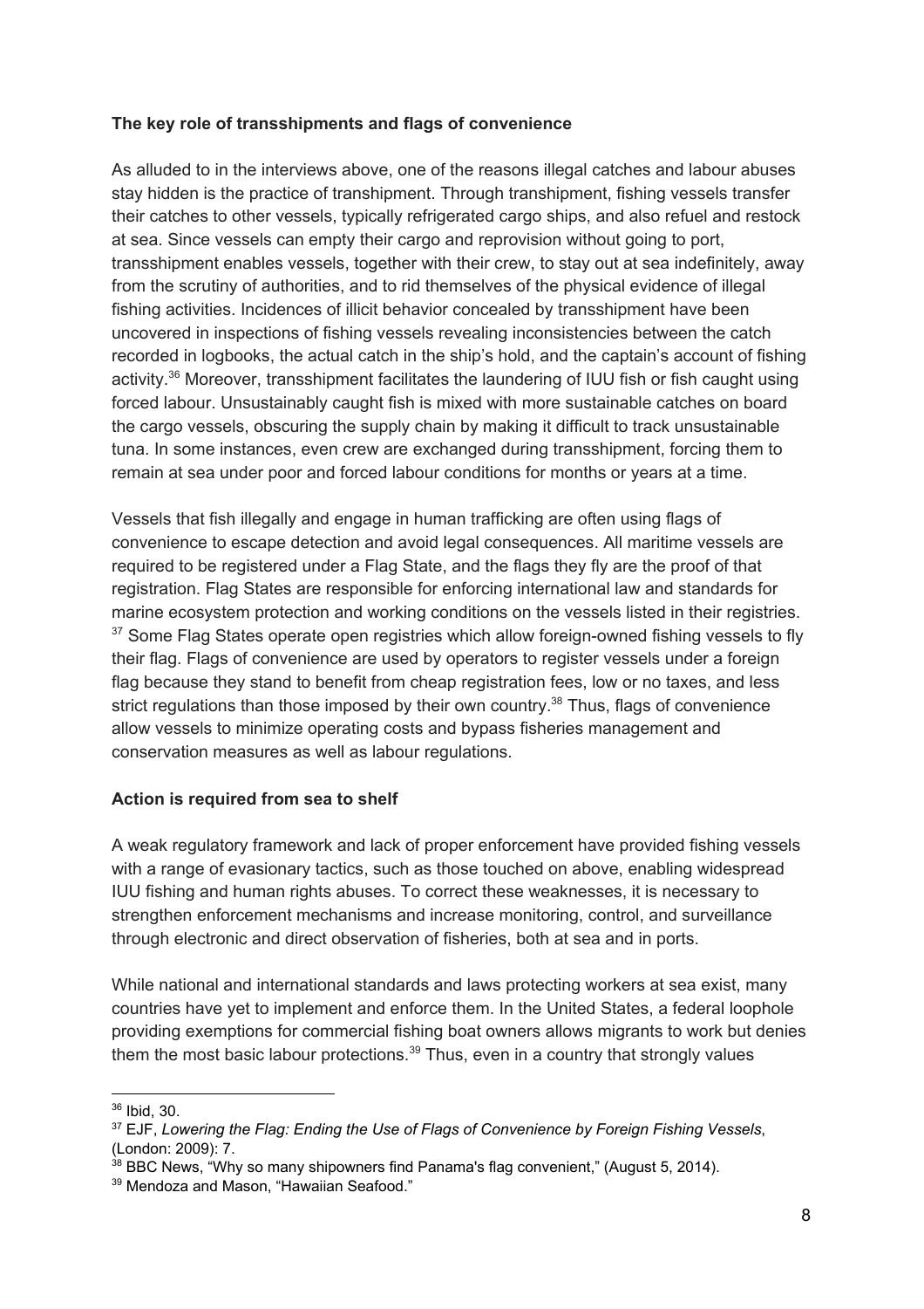**The key role of transshipments and flags of convenience**

As alluded to in the interviews above, one of the reasons illegal catches and labour abuses stay hidden is the practice of transhipment. Through transhipment, fishing vessels transfer their catches to other vessels, typically refrigerated cargo ships, and also refuel and restock at sea. Since vessels can empty their cargo and reprovision without going to port, transshipment enables vessels, together with their crew, to stay out at sea indefinitely, away from the scrutiny of authorities, and to rid themselves of the physical evidence of illegal fishing activities. Incidences of illicit behavior concealed by transshipment have been uncovered in inspections of fishing vessels revealing inconsistencies between the catch recorded in logbooks, the actual catch in the ship's hold, and the captain's account of fishing activity.[36] Moreover, transshipment facilitates the laundering of IUU fish or fish caught using forced labour. Unsustainably caught fish is mixed with more sustainable catches on board the cargo vessels, obscuring the supply chain by making it difficult to track unsustainable tuna. In some instances, even crew are exchanged during transshipment, forcing them to remain at sea under poor and forced labour conditions for months or years at a time.

Vessels that fish illegally and engage in human trafficking are often using flags of convenience to escape detection and avoid legal consequences. All maritime vessels are required to be registered under a Flag State, and the flags they fly are the proof of that registration. Flag States are responsible for enforcing international law and standards for marine ecosystem protection and working conditions on the vessels listed in their registries.[37] Some Flag States operate open registries which allow foreign-owned fishing vessels to fly their flag. Flags of convenience are used by operators to register vessels under a foreign flag because they stand to benefit from cheap registration fees, low or no taxes, and less strict regulations than those imposed by their own country.[38] Thus, flags of convenience allow vessels to minimize operating costs and bypass fisheries management and conservation measures as well as labour regulations.

**Action is required from sea to shelf**

A weak regulatory framework and lack of proper enforcement have provided fishing vessels with a range of evasionary tactics, such as those touched on above, enabling widespread IUU fishing and human rights abuses. To correct these weaknesses, it is necessary to strengthen enforcement mechanisms and increase monitoring, control, and surveillance through electronic and direct observation of fisheries, both at sea and in ports.

While national and international standards and laws protecting workers at sea exist, many countries have yet to implement and enforce them. In the United States, a federal loophole providing exemptions for commercial fishing boat owners allows migrants to work but denies them the most basic labour protections.[39] Thus, even in a country that strongly values

---

[36] Ibid, 30.

[37] EJF, *Lowering the Flag: Ending the Use of Flags of Convenience by Foreign Fishing Vessels*, (London: 2009): 7.

[38] BBC News, "Why so many shipowners find Panama's flag convenient," (August 5, 2014).

[39] Mendoza and Mason, "Hawaiian Seafood."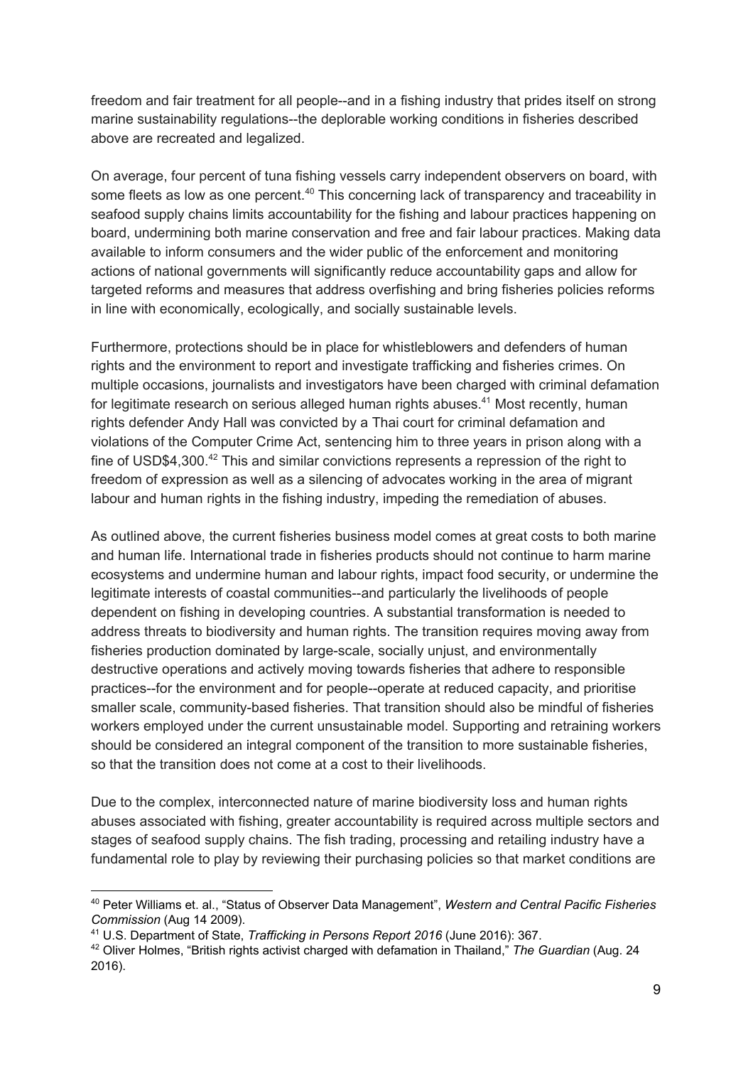freedom and fair treatment for all people--and in a fishing industry that prides itself on strong marine sustainability regulations--the deplorable working conditions in fisheries described above are recreated and legalized.

On average, four percent of tuna fishing vessels carry independent observers on board, with some fleets as low as one percent.[40] This concerning lack of transparency and traceability in seafood supply chains limits accountability for the fishing and labour practices happening on board, undermining both marine conservation and free and fair labour practices. Making data available to inform consumers and the wider public of the enforcement and monitoring actions of national governments will significantly reduce accountability gaps and allow for targeted reforms and measures that address overfishing and bring fisheries policies reforms in line with economically, ecologically, and socially sustainable levels.

Furthermore, protections should be in place for whistleblowers and defenders of human rights and the environment to report and investigate trafficking and fisheries crimes. On multiple occasions, journalists and investigators have been charged with criminal defamation for legitimate research on serious alleged human rights abuses.[41] Most recently, human rights defender Andy Hall was convicted by a Thai court for criminal defamation and violations of the Computer Crime Act, sentencing him to three years in prison along with a fine of USD$4,300.[42] This and similar convictions represents a repression of the right to freedom of expression as well as a silencing of advocates working in the area of migrant labour and human rights in the fishing industry, impeding the remediation of abuses.

As outlined above, the current fisheries business model comes at great costs to both marine and human life. International trade in fisheries products should not continue to harm marine ecosystems and undermine human and labour rights, impact food security, or undermine the legitimate interests of coastal communities--and particularly the livelihoods of people dependent on fishing in developing countries. A substantial transformation is needed to address threats to biodiversity and human rights. The transition requires moving away from fisheries production dominated by large-scale, socially unjust, and environmentally destructive operations and actively moving towards fisheries that adhere to responsible practices--for the environment and for people--operate at reduced capacity, and prioritise smaller scale, community-based fisheries. That transition should also be mindful of fisheries workers employed under the current unsustainable model. Supporting and retraining workers should be considered an integral component of the transition to more sustainable fisheries, so that the transition does not come at a cost to their livelihoods.

Due to the complex, interconnected nature of marine biodiversity loss and human rights abuses associated with fishing, greater accountability is required across multiple sectors and stages of seafood supply chains. The fish trading, processing and retailing industry have a fundamental role to play by reviewing their purchasing policies so that market conditions are

---

[40] Peter Williams et. al., "Status of Observer Data Management", *Western and Central Pacific Fisheries Commission* (Aug 14 2009).

[41] U.S. Department of State, *Trafficking in Persons Report 2016* (June 2016): 367.

[42] Oliver Holmes, "British rights activist charged with defamation in Thailand," *The Guardian* (Aug. 24 2016).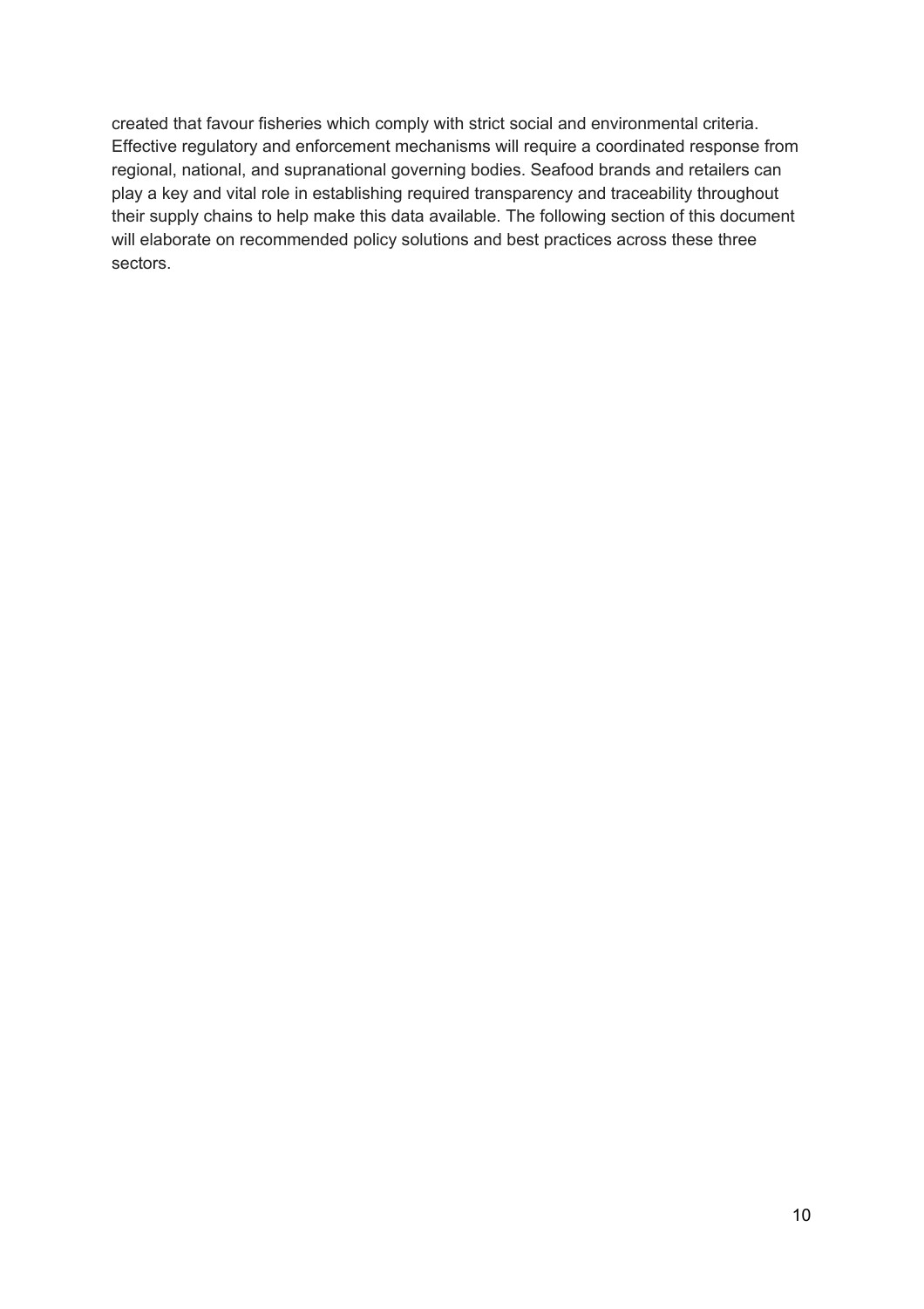created that favour fisheries which comply with strict social and environmental criteria. Effective regulatory and enforcement mechanisms will require a coordinated response from regional, national, and supranational governing bodies. Seafood brands and retailers can play a key and vital role in establishing required transparency and traceability throughout their supply chains to help make this data available. The following section of this document will elaborate on recommended policy solutions and best practices across these three sectors.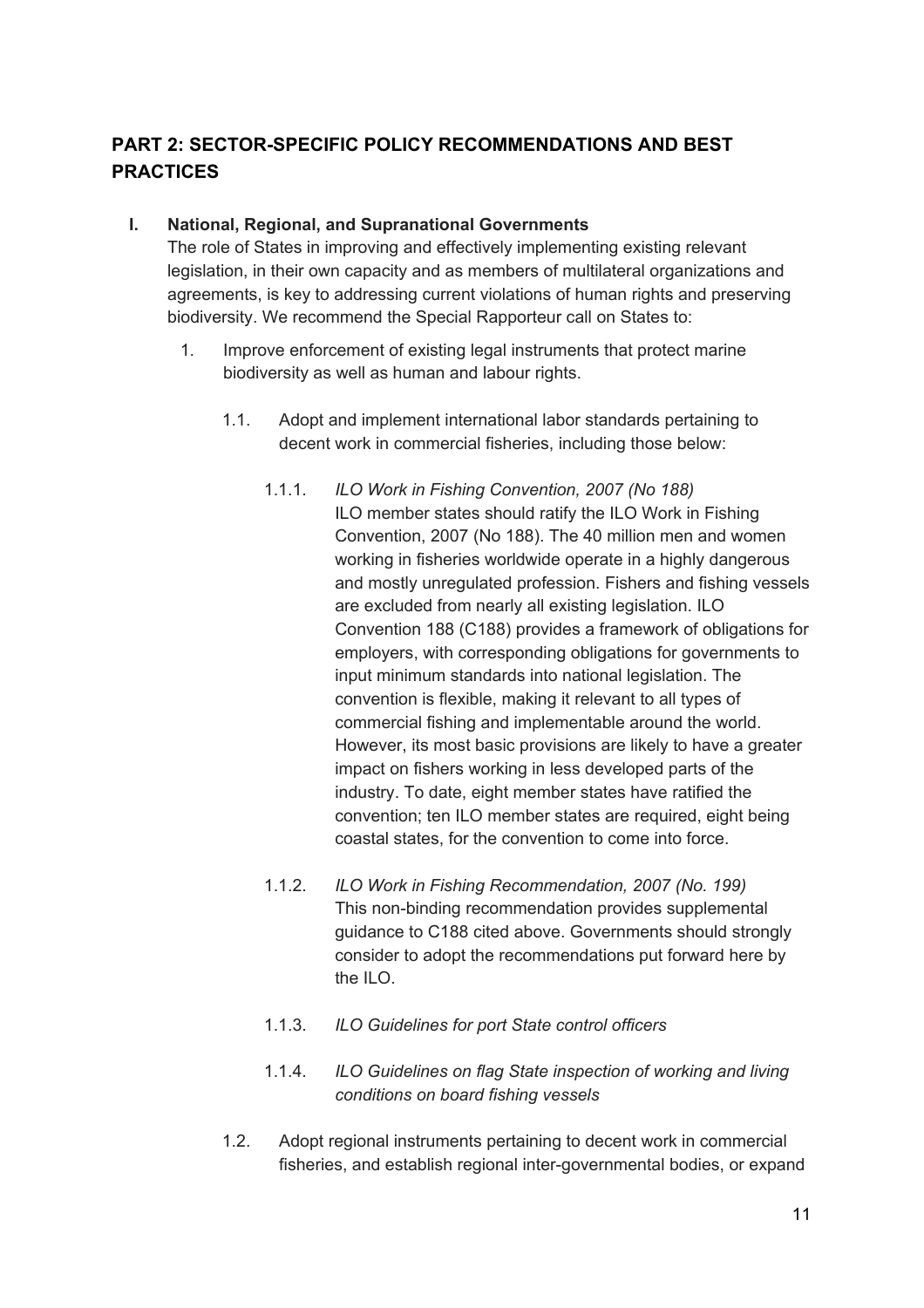## PART 2: SECTOR-SPECIFIC POLICY RECOMMENDATIONS AND BEST PRACTICES

### I. National, Regional, and Supranational Governments

The role of States in improving and effectively implementing existing relevant legislation, in their own capacity and as members of multilateral organizations and agreements, is key to addressing current violations of human rights and preserving biodiversity. We recommend the Special Rapporteur call on States to:

1. Improve enforcement of existing legal instruments that protect marine biodiversity as well as human and labour rights.

   1.1. Adopt and implement international labor standards pertaining to decent work in commercial fisheries, including those below:

      1.1.1. *ILO Work in Fishing Convention, 2007 (No 188)*
      ILO member states should ratify the ILO Work in Fishing Convention, 2007 (No 188). The 40 million men and women working in fisheries worldwide operate in a highly dangerous and mostly unregulated profession. Fishers and fishing vessels are excluded from nearly all existing legislation. ILO Convention 188 (C188) provides a framework of obligations for employers, with corresponding obligations for governments to input minimum standards into national legislation. The convention is flexible, making it relevant to all types of commercial fishing and implementable around the world. However, its most basic provisions are likely to have a greater impact on fishers working in less developed parts of the industry. To date, eight member states have ratified the convention; ten ILO member states are required, eight being coastal states, for the convention to come into force.

      1.1.2. *ILO Work in Fishing Recommendation, 2007 (No. 199)*
      This non-binding recommendation provides supplemental guidance to C188 cited above. Governments should strongly consider to adopt the recommendations put forward here by the ILO.

      1.1.3. *ILO Guidelines for port State control officers*

      1.1.4. *ILO Guidelines on flag State inspection of working and living conditions on board fishing vessels*

   1.2. Adopt regional instruments pertaining to decent work in commercial fisheries, and establish regional inter-governmental bodies, or expand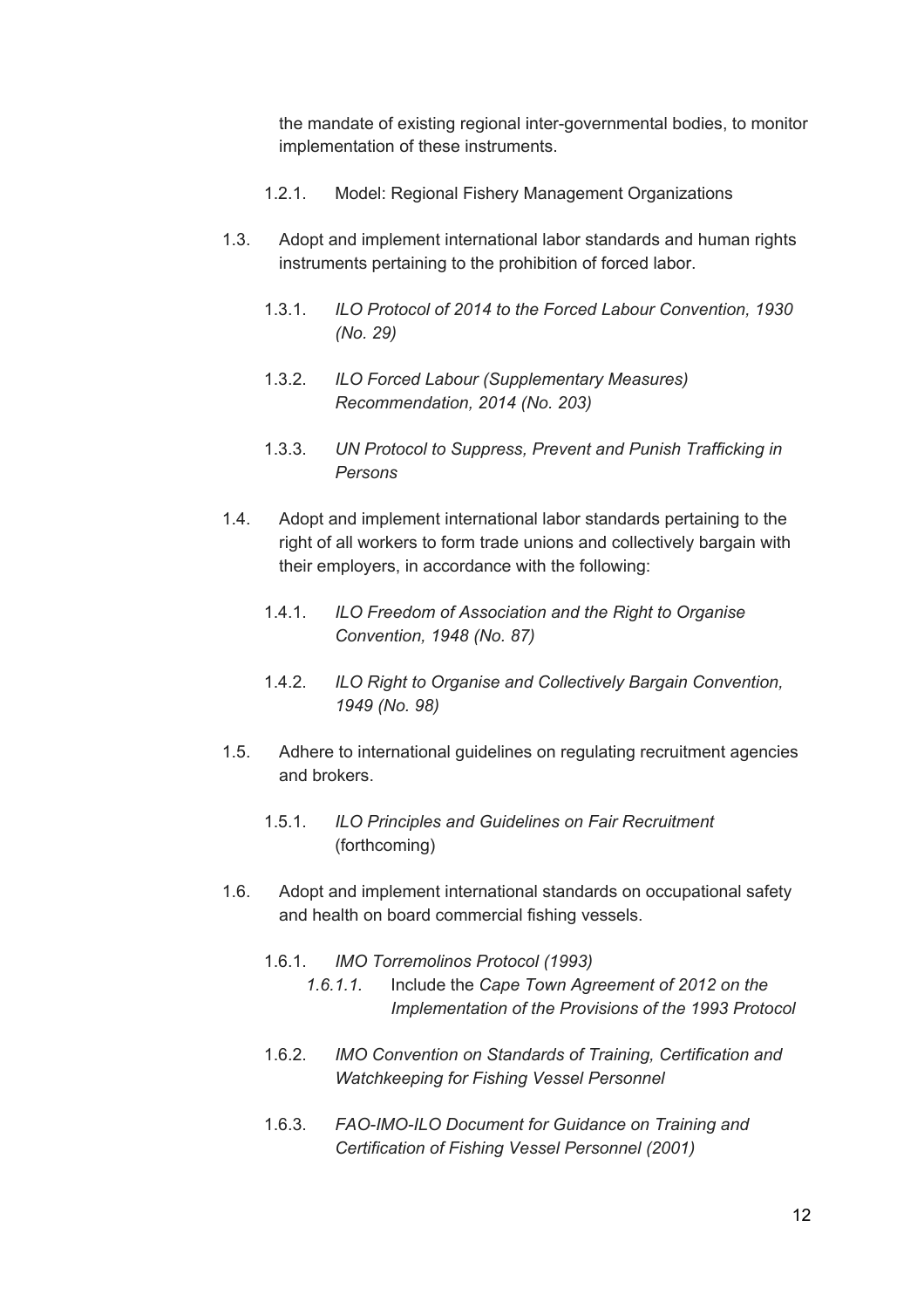the mandate of existing regional inter-governmental bodies, to monitor implementation of these instruments.

- 1.2.1. Model: Regional Fishery Management Organizations

1.3. Adopt and implement international labor standards and human rights instruments pertaining to the prohibition of forced labor.

- 1.3.1. *ILO Protocol of 2014 to the Forced Labour Convention, 1930 (No. 29)*
- 1.3.2. *ILO Forced Labour (Supplementary Measures) Recommendation, 2014 (No. 203)*
- 1.3.3. *UN Protocol to Suppress, Prevent and Punish Trafficking in Persons*

1.4. Adopt and implement international labor standards pertaining to the right of all workers to form trade unions and collectively bargain with their employers, in accordance with the following:

- 1.4.1. *ILO Freedom of Association and the Right to Organise Convention, 1948 (No. 87)*
- 1.4.2. *ILO Right to Organise and Collectively Bargain Convention, 1949 (No. 98)*

1.5. Adhere to international guidelines on regulating recruitment agencies and brokers.

- 1.5.1. *ILO Principles and Guidelines on Fair Recruitment* (forthcoming)

1.6. Adopt and implement international standards on occupational safety and health on board commercial fishing vessels.

- 1.6.1. *IMO Torremolinos Protocol (1993)*
  - *1.6.1.1.* Include the *Cape Town Agreement of 2012 on the Implementation of the Provisions of the 1993 Protocol*
- 1.6.2. *IMO Convention on Standards of Training, Certification and Watchkeeping for Fishing Vessel Personnel*
- 1.6.3. *FAO-IMO-ILO Document for Guidance on Training and Certification of Fishing Vessel Personnel (2001)*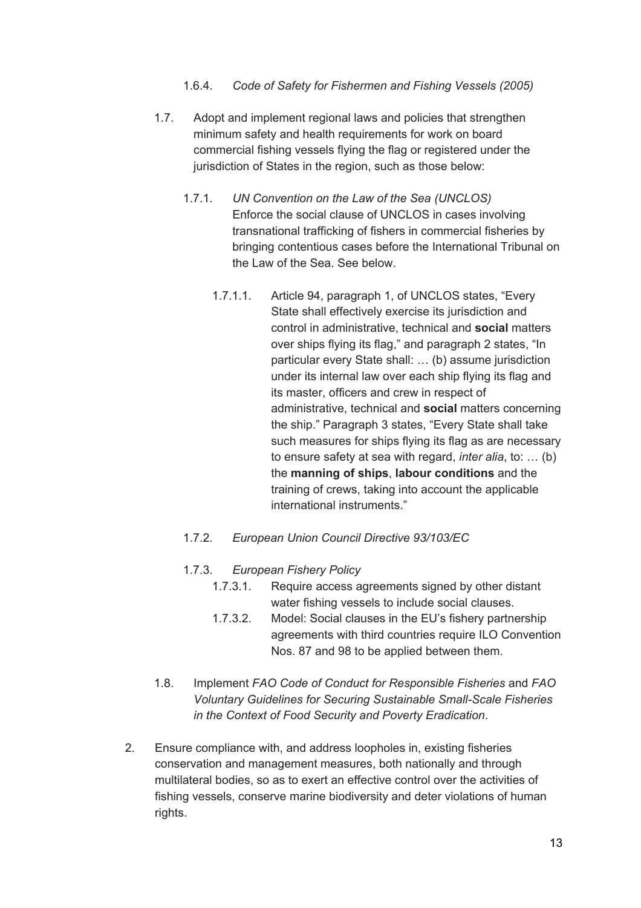1.6.4. *Code of Safety for Fishermen and Fishing Vessels (2005)*

1.7. Adopt and implement regional laws and policies that strengthen minimum safety and health requirements for work on board commercial fishing vessels flying the flag or registered under the jurisdiction of States in the region, such as those below:

1.7.1. *UN Convention on the Law of the Sea (UNCLOS)*
Enforce the social clause of UNCLOS in cases involving transnational trafficking of fishers in commercial fisheries by bringing contentious cases before the International Tribunal on the Law of the Sea. See below.

1.7.1.1. Article 94, paragraph 1, of UNCLOS states, "Every State shall effectively exercise its jurisdiction and control in administrative, technical and **social** matters over ships flying its flag," and paragraph 2 states, "In particular every State shall: … (b) assume jurisdiction under its internal law over each ship flying its flag and its master, officers and crew in respect of administrative, technical and **social** matters concerning the ship." Paragraph 3 states, "Every State shall take such measures for ships flying its flag as are necessary to ensure safety at sea with regard, *inter alia*, to: … (b) the **manning of ships**, **labour conditions** and the training of crews, taking into account the applicable international instruments."

1.7.2. *European Union Council Directive 93/103/EC*

1.7.3. *European Fishery Policy*

1.7.3.1. Require access agreements signed by other distant water fishing vessels to include social clauses.

1.7.3.2. Model: Social clauses in the EU's fishery partnership agreements with third countries require ILO Convention Nos. 87 and 98 to be applied between them.

1.8. Implement *FAO Code of Conduct for Responsible Fisheries* and *FAO Voluntary Guidelines for Securing Sustainable Small-Scale Fisheries in the Context of Food Security and Poverty Eradication*.

2. Ensure compliance with, and address loopholes in, existing fisheries conservation and management measures, both nationally and through multilateral bodies, so as to exert an effective control over the activities of fishing vessels, conserve marine biodiversity and deter violations of human rights.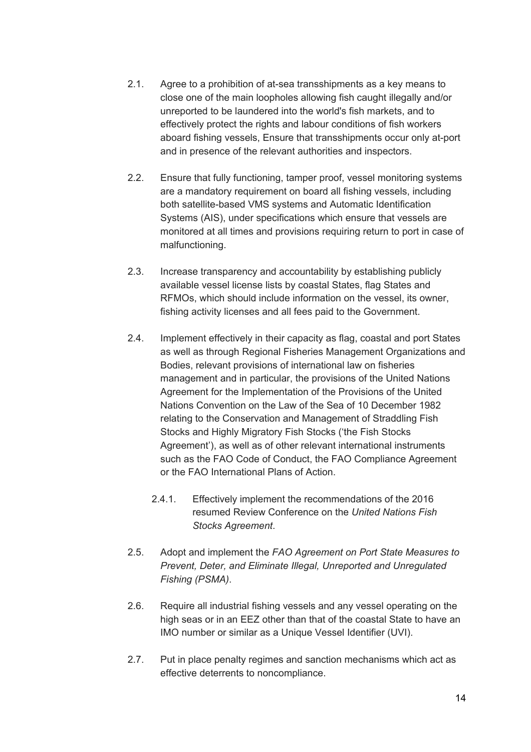2.1. Agree to a prohibition of at-sea transshipments as a key means to close one of the main loopholes allowing fish caught illegally and/or unreported to be laundered into the world's fish markets, and to effectively protect the rights and labour conditions of fish workers aboard fishing vessels, Ensure that transshipments occur only at-port and in presence of the relevant authorities and inspectors.

2.2. Ensure that fully functioning, tamper proof, vessel monitoring systems are a mandatory requirement on board all fishing vessels, including both satellite-based VMS systems and Automatic Identification Systems (AIS), under specifications which ensure that vessels are monitored at all times and provisions requiring return to port in case of malfunctioning.

2.3. Increase transparency and accountability by establishing publicly available vessel license lists by coastal States, flag States and RFMOs, which should include information on the vessel, its owner, fishing activity licenses and all fees paid to the Government.

2.4. Implement effectively in their capacity as flag, coastal and port States as well as through Regional Fisheries Management Organizations and Bodies, relevant provisions of international law on fisheries management and in particular, the provisions of the United Nations Agreement for the Implementation of the Provisions of the United Nations Convention on the Law of the Sea of 10 December 1982 relating to the Conservation and Management of Straddling Fish Stocks and Highly Migratory Fish Stocks ('the Fish Stocks Agreement'), as well as of other relevant international instruments such as the FAO Code of Conduct, the FAO Compliance Agreement or the FAO International Plans of Action.

   2.4.1. Effectively implement the recommendations of the 2016 resumed Review Conference on the *United Nations Fish Stocks Agreement*.

2.5. Adopt and implement the *FAO Agreement on Port State Measures to Prevent, Deter, and Eliminate Illegal, Unreported and Unregulated Fishing (PSMA)*.

2.6. Require all industrial fishing vessels and any vessel operating on the high seas or in an EEZ other than that of the coastal State to have an IMO number or similar as a Unique Vessel Identifier (UVI).

2.7. Put in place penalty regimes and sanction mechanisms which act as effective deterrents to noncompliance.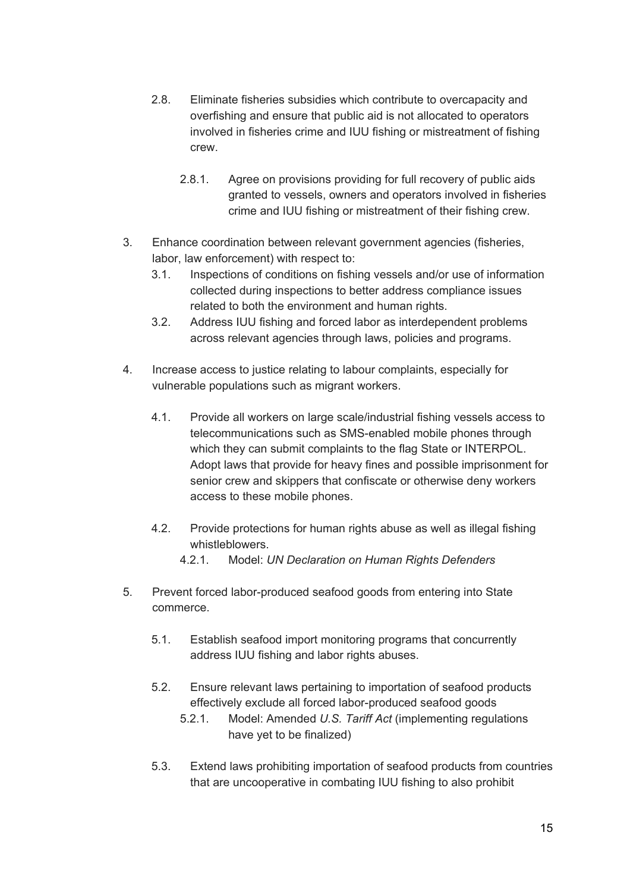2.8. Eliminate fisheries subsidies which contribute to overcapacity and overfishing and ensure that public aid is not allocated to operators involved in fisheries crime and IUU fishing or mistreatment of fishing crew.

   2.8.1. Agree on provisions providing for full recovery of public aids granted to vessels, owners and operators involved in fisheries crime and IUU fishing or mistreatment of their fishing crew.

3. Enhance coordination between relevant government agencies (fisheries, labor, law enforcement) with respect to:

   3.1. Inspections of conditions on fishing vessels and/or use of information collected during inspections to better address compliance issues related to both the environment and human rights.

   3.2. Address IUU fishing and forced labor as interdependent problems across relevant agencies through laws, policies and programs.

4. Increase access to justice relating to labour complaints, especially for vulnerable populations such as migrant workers.

   4.1. Provide all workers on large scale/industrial fishing vessels access to telecommunications such as SMS-enabled mobile phones through which they can submit complaints to the flag State or INTERPOL. Adopt laws that provide for heavy fines and possible imprisonment for senior crew and skippers that confiscate or otherwise deny workers access to these mobile phones.

   4.2. Provide protections for human rights abuse as well as illegal fishing whistleblowers.

      4.2.1. Model: *UN Declaration on Human Rights Defenders*

5. Prevent forced labor-produced seafood goods from entering into State commerce.

   5.1. Establish seafood import monitoring programs that concurrently address IUU fishing and labor rights abuses.

   5.2. Ensure relevant laws pertaining to importation of seafood products effectively exclude all forced labor-produced seafood goods

      5.2.1. Model: Amended *U.S. Tariff Act* (implementing regulations have yet to be finalized)

   5.3. Extend laws prohibiting importation of seafood products from countries that are uncooperative in combating IUU fishing to also prohibit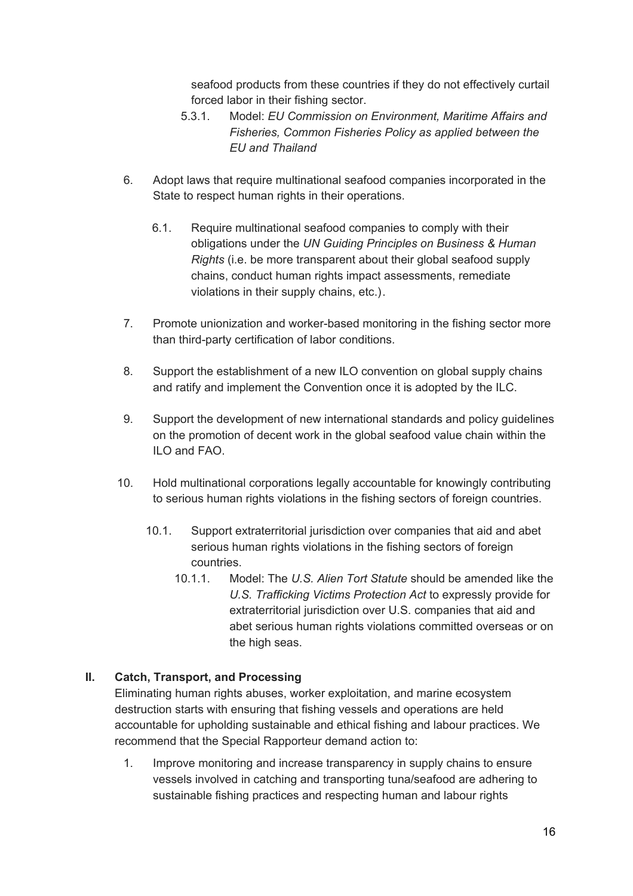seafood products from these countries if they do not effectively curtail forced labor in their fishing sector.

5.3.1. Model: *EU Commission on Environment, Maritime Affairs and Fisheries, Common Fisheries Policy as applied between the EU and Thailand*

6. Adopt laws that require multinational seafood companies incorporated in the State to respect human rights in their operations.

   6.1. Require multinational seafood companies to comply with their obligations under the *UN Guiding Principles on Business & Human Rights* (i.e. be more transparent about their global seafood supply chains, conduct human rights impact assessments, remediate violations in their supply chains, etc.).

7. Promote unionization and worker-based monitoring in the fishing sector more than third-party certification of labor conditions.

8. Support the establishment of a new ILO convention on global supply chains and ratify and implement the Convention once it is adopted by the ILC.

9. Support the development of new international standards and policy guidelines on the promotion of decent work in the global seafood value chain within the ILO and FAO.

10. Hold multinational corporations legally accountable for knowingly contributing to serious human rights violations in the fishing sectors of foreign countries.

    10.1. Support extraterritorial jurisdiction over companies that aid and abet serious human rights violations in the fishing sectors of foreign countries.

    10.1.1. Model: The *U.S. Alien Tort Statute* should be amended like the *U.S. Trafficking Victims Protection Act* to expressly provide for extraterritorial jurisdiction over U.S. companies that aid and abet serious human rights violations committed overseas or on the high seas.

## II. Catch, Transport, and Processing

Eliminating human rights abuses, worker exploitation, and marine ecosystem destruction starts with ensuring that fishing vessels and operations are held accountable for upholding sustainable and ethical fishing and labour practices. We recommend that the Special Rapporteur demand action to:

1. Improve monitoring and increase transparency in supply chains to ensure vessels involved in catching and transporting tuna/seafood are adhering to sustainable fishing practices and respecting human and labour rights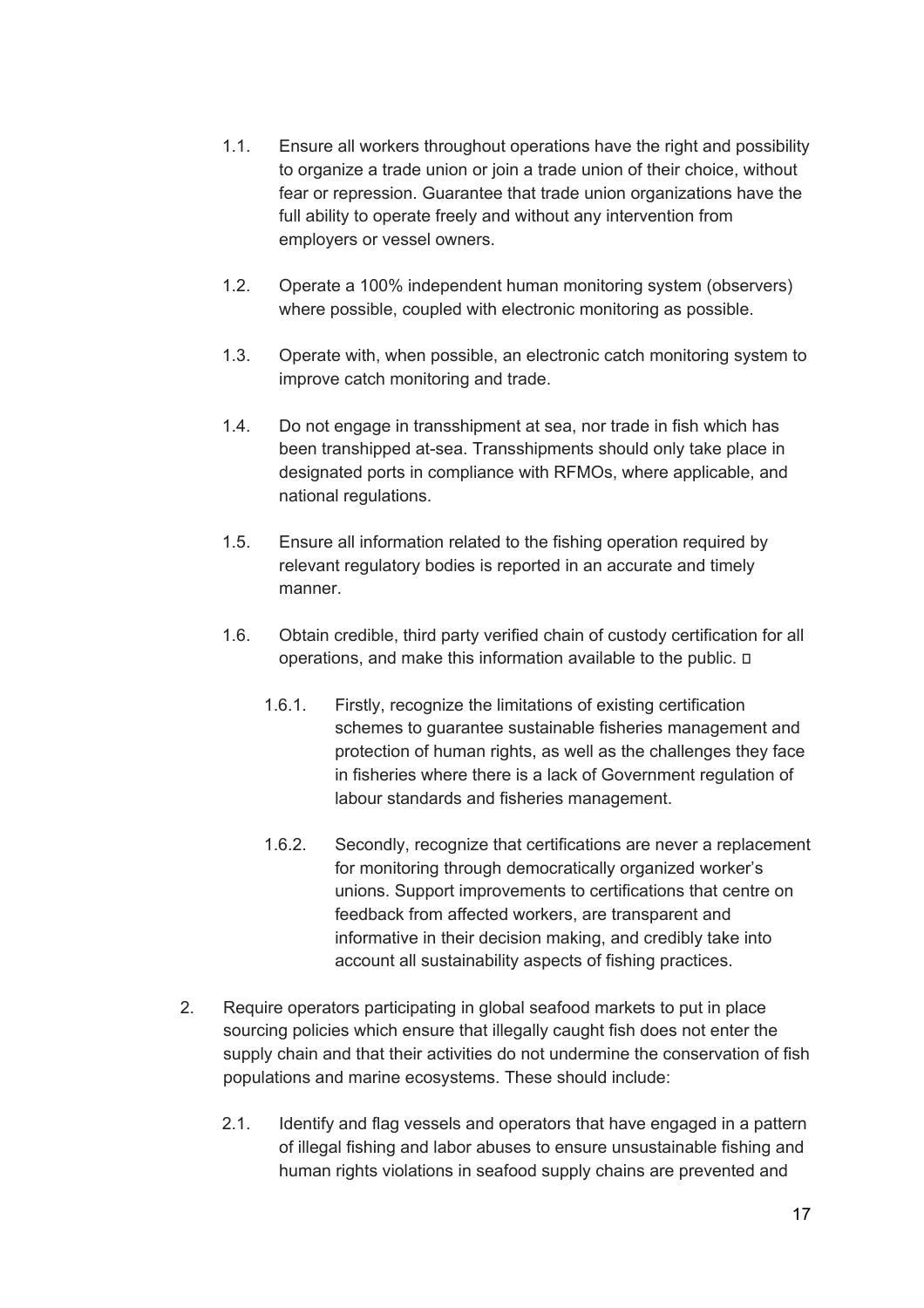1.1. Ensure all workers throughout operations have the right and possibility to organize a trade union or join a trade union of their choice, without fear or repression. Guarantee that trade union organizations have the full ability to operate freely and without any intervention from employers or vessel owners.

1.2. Operate a 100% independent human monitoring system (observers) where possible, coupled with electronic monitoring as possible.

1.3. Operate with, when possible, an electronic catch monitoring system to improve catch monitoring and trade.

1.4. Do not engage in transshipment at sea, nor trade in fish which has been transhipped at-sea. Transshipments should only take place in designated ports in compliance with RFMOs, where applicable, and national regulations.

1.5. Ensure all information related to the fishing operation required by relevant regulatory bodies is reported in an accurate and timely manner.

1.6. Obtain credible, third party verified chain of custody certification for all operations, and make this information available to the public. 

   1.6.1. Firstly, recognize the limitations of existing certification schemes to guarantee sustainable fisheries management and protection of human rights, as well as the challenges they face in fisheries where there is a lack of Government regulation of labour standards and fisheries management.

   1.6.2. Secondly, recognize that certifications are never a replacement for monitoring through democratically organized worker's unions. Support improvements to certifications that centre on feedback from affected workers, are transparent and informative in their decision making, and credibly take into account all sustainability aspects of fishing practices.

2. Require operators participating in global seafood markets to put in place sourcing policies which ensure that illegally caught fish does not enter the supply chain and that their activities do not undermine the conservation of fish populations and marine ecosystems. These should include:

   2.1. Identify and flag vessels and operators that have engaged in a pattern of illegal fishing and labor abuses to ensure unsustainable fishing and human rights violations in seafood supply chains are prevented and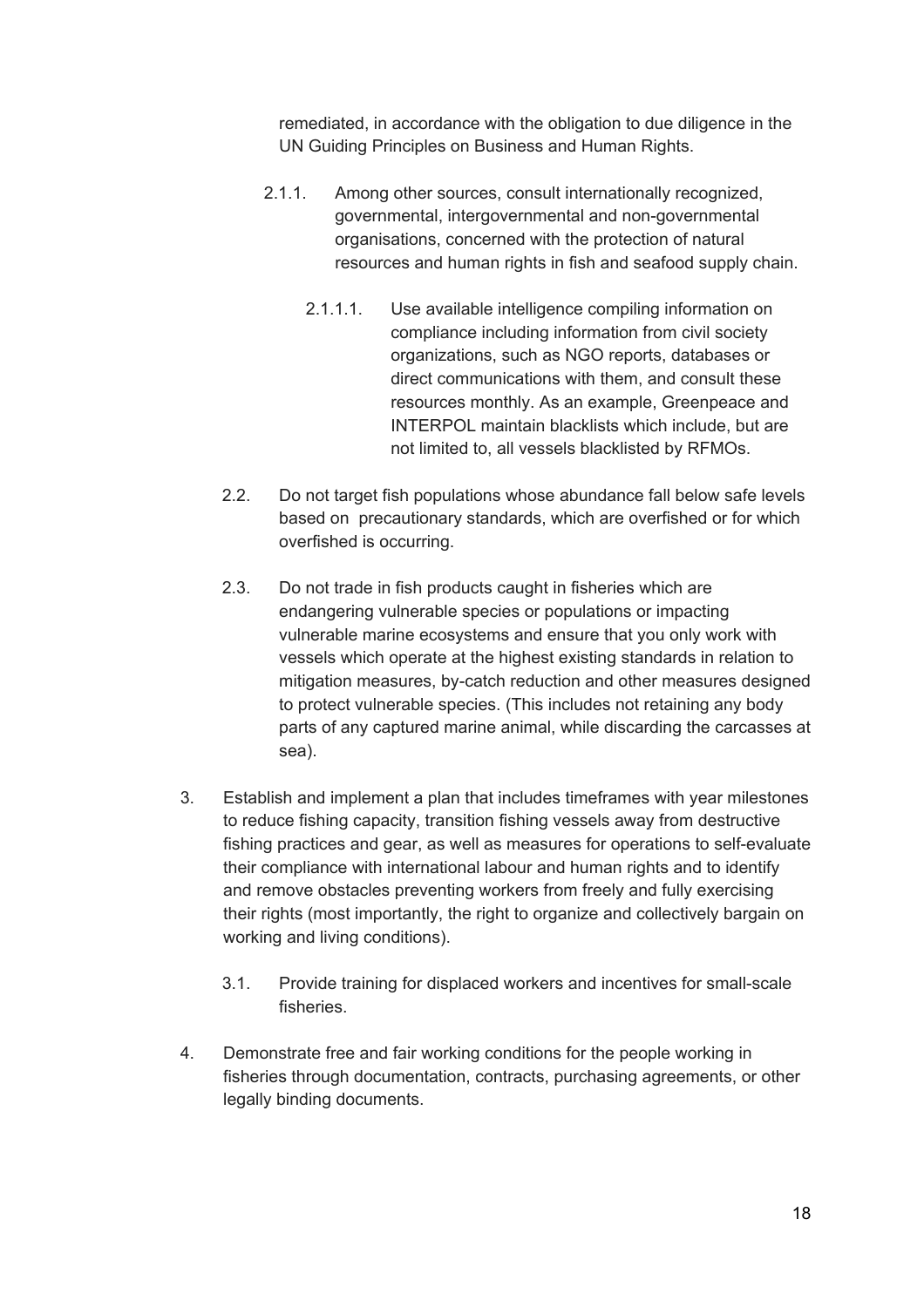remediated, in accordance with the obligation to due diligence in the UN Guiding Principles on Business and Human Rights.

2.1.1. Among other sources, consult internationally recognized, governmental, intergovernmental and non-governmental organisations, concerned with the protection of natural resources and human rights in fish and seafood supply chain.

2.1.1.1. Use available intelligence compiling information on compliance including information from civil society organizations, such as NGO reports, databases or direct communications with them, and consult these resources monthly. As an example, Greenpeace and INTERPOL maintain blacklists which include, but are not limited to, all vessels blacklisted by RFMOs.

2.2. Do not target fish populations whose abundance fall below safe levels based on precautionary standards, which are overfished or for which overfished is occurring.

2.3. Do not trade in fish products caught in fisheries which are endangering vulnerable species or populations or impacting vulnerable marine ecosystems and ensure that you only work with vessels which operate at the highest existing standards in relation to mitigation measures, by-catch reduction and other measures designed to protect vulnerable species. (This includes not retaining any body parts of any captured marine animal, while discarding the carcasses at sea).

3. Establish and implement a plan that includes timeframes with year milestones to reduce fishing capacity, transition fishing vessels away from destructive fishing practices and gear, as well as measures for operations to self-evaluate their compliance with international labour and human rights and to identify and remove obstacles preventing workers from freely and fully exercising their rights (most importantly, the right to organize and collectively bargain on working and living conditions).

3.1. Provide training for displaced workers and incentives for small-scale fisheries.

4. Demonstrate free and fair working conditions for the people working in fisheries through documentation, contracts, purchasing agreements, or other legally binding documents.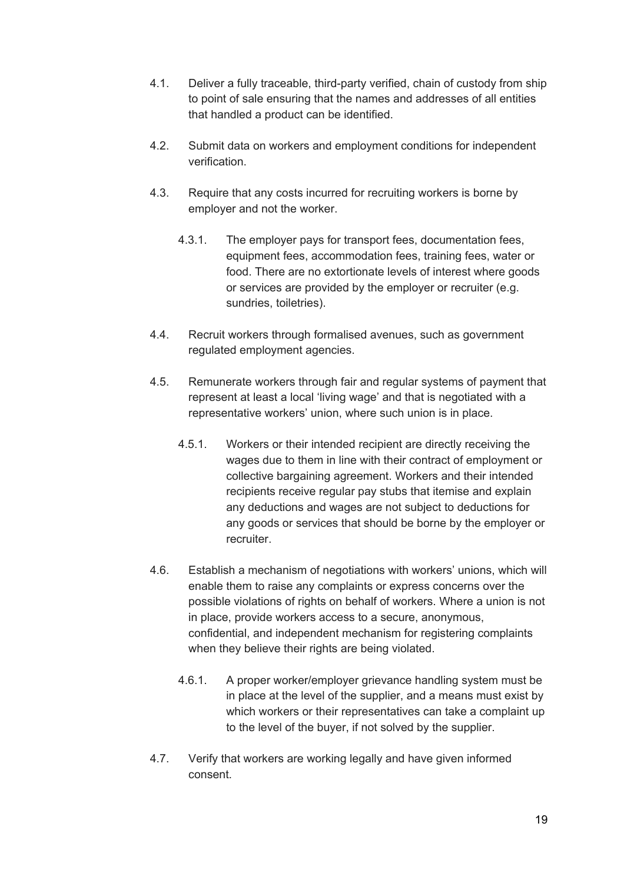4.1. Deliver a fully traceable, third-party verified, chain of custody from ship to point of sale ensuring that the names and addresses of all entities that handled a product can be identified.

4.2. Submit data on workers and employment conditions for independent verification.

4.3. Require that any costs incurred for recruiting workers is borne by employer and not the worker.

  4.3.1. The employer pays for transport fees, documentation fees, equipment fees, accommodation fees, training fees, water or food. There are no extortionate levels of interest where goods or services are provided by the employer or recruiter (e.g. sundries, toiletries).

4.4. Recruit workers through formalised avenues, such as government regulated employment agencies.

4.5. Remunerate workers through fair and regular systems of payment that represent at least a local 'living wage' and that is negotiated with a representative workers' union, where such union is in place.

  4.5.1. Workers or their intended recipient are directly receiving the wages due to them in line with their contract of employment or collective bargaining agreement. Workers and their intended recipients receive regular pay stubs that itemise and explain any deductions and wages are not subject to deductions for any goods or services that should be borne by the employer or recruiter.

4.6. Establish a mechanism of negotiations with workers' unions, which will enable them to raise any complaints or express concerns over the possible violations of rights on behalf of workers. Where a union is not in place, provide workers access to a secure, anonymous, confidential, and independent mechanism for registering complaints when they believe their rights are being violated.

  4.6.1. A proper worker/employer grievance handling system must be in place at the level of the supplier, and a means must exist by which workers or their representatives can take a complaint up to the level of the buyer, if not solved by the supplier.

4.7. Verify that workers are working legally and have given informed consent.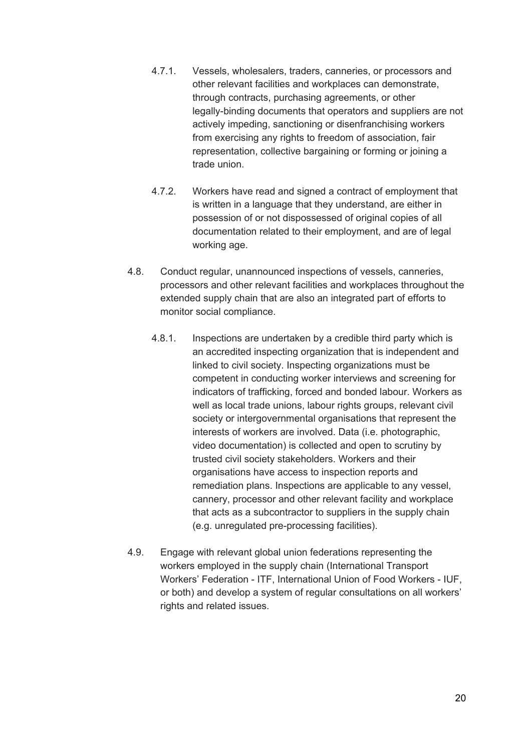4.7.1. Vessels, wholesalers, traders, canneries, or processors and other relevant facilities and workplaces can demonstrate, through contracts, purchasing agreements, or other legally-binding documents that operators and suppliers are not actively impeding, sanctioning or disenfranchising workers from exercising any rights to freedom of association, fair representation, collective bargaining or forming or joining a trade union.

4.7.2. Workers have read and signed a contract of employment that is written in a language that they understand, are either in possession of or not dispossessed of original copies of all documentation related to their employment, and are of legal working age.

4.8. Conduct regular, unannounced inspections of vessels, canneries, processors and other relevant facilities and workplaces throughout the extended supply chain that are also an integrated part of efforts to monitor social compliance.

4.8.1. Inspections are undertaken by a credible third party which is an accredited inspecting organization that is independent and linked to civil society. Inspecting organizations must be competent in conducting worker interviews and screening for indicators of trafficking, forced and bonded labour. Workers as well as local trade unions, labour rights groups, relevant civil society or intergovernmental organisations that represent the interests of workers are involved. Data (i.e. photographic, video documentation) is collected and open to scrutiny by trusted civil society stakeholders. Workers and their organisations have access to inspection reports and remediation plans. Inspections are applicable to any vessel, cannery, processor and other relevant facility and workplace that acts as a subcontractor to suppliers in the supply chain (e.g. unregulated pre-processing facilities).

4.9. Engage with relevant global union federations representing the workers employed in the supply chain (International Transport Workers' Federation - ITF, International Union of Food Workers - IUF, or both) and develop a system of regular consultations on all workers' rights and related issues.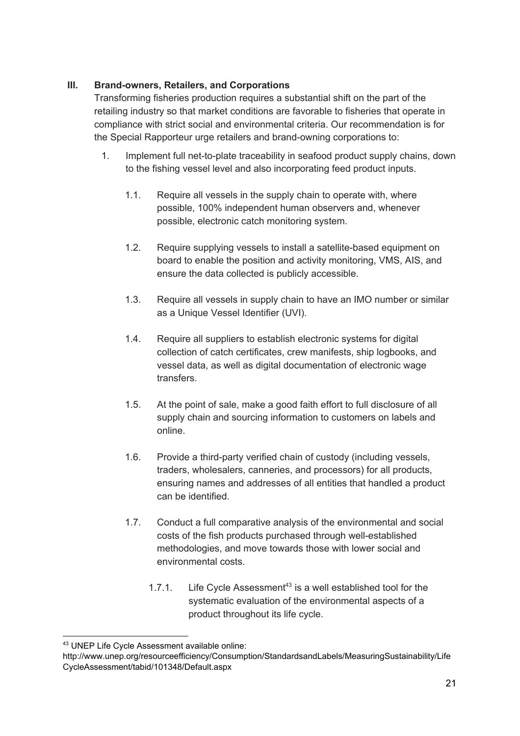## III. Brand-owners, Retailers, and Corporations

Transforming fisheries production requires a substantial shift on the part of the retailing industry so that market conditions are favorable to fisheries that operate in compliance with strict social and environmental criteria. Our recommendation is for the Special Rapporteur urge retailers and brand-owning corporations to:

1. Implement full net-to-plate traceability in seafood product supply chains, down to the fishing vessel level and also incorporating feed product inputs.

    1.1. Require all vessels in the supply chain to operate with, where possible, 100% independent human observers and, whenever possible, electronic catch monitoring system.

    1.2. Require supplying vessels to install a satellite-based equipment on board to enable the position and activity monitoring, VMS, AIS, and ensure the data collected is publicly accessible.

    1.3. Require all vessels in supply chain to have an IMO number or similar as a Unique Vessel Identifier (UVI).

    1.4. Require all suppliers to establish electronic systems for digital collection of catch certificates, crew manifests, ship logbooks, and vessel data, as well as digital documentation of electronic wage transfers.

    1.5. At the point of sale, make a good faith effort to full disclosure of all supply chain and sourcing information to customers on labels and online.

    1.6. Provide a third-party verified chain of custody (including vessels, traders, wholesalers, canneries, and processors) for all products, ensuring names and addresses of all entities that handled a product can be identified.

    1.7. Conduct a full comparative analysis of the environmental and social costs of the fish products purchased through well-established methodologies, and move towards those with lower social and environmental costs.

        1.7.1. Life Cycle Assessment[43] is a well established tool for the systematic evaluation of the environmental aspects of a product throughout its life cycle.

---

[43] UNEP Life Cycle Assessment available online: http://www.unep.org/resourceefficiency/Consumption/StandardsandLabels/MeasuringSustainability/LifeCycleAssessment/tabid/101348/Default.aspx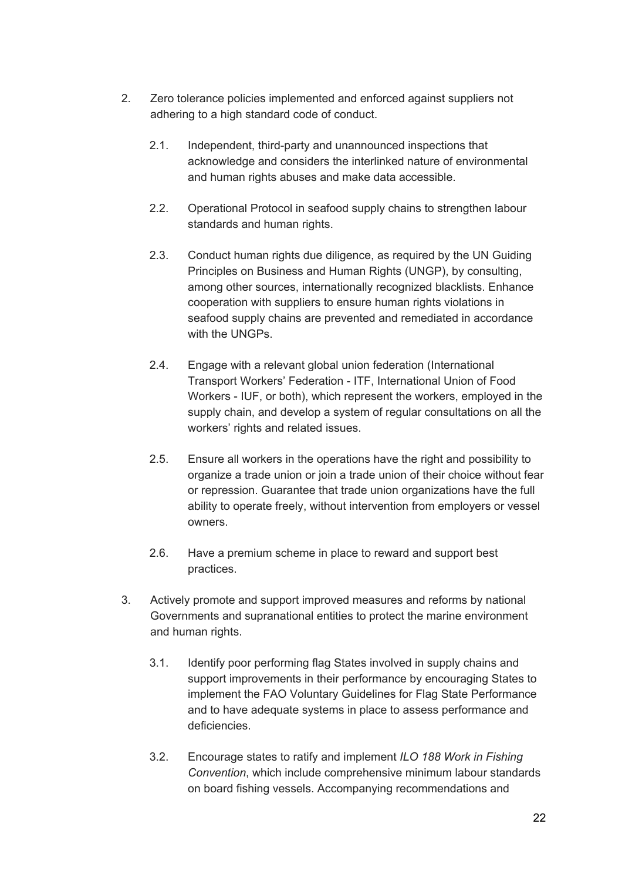2. Zero tolerance policies implemented and enforced against suppliers not adhering to a high standard code of conduct.

    2.1. Independent, third-party and unannounced inspections that acknowledge and considers the interlinked nature of environmental and human rights abuses and make data accessible.

    2.2. Operational Protocol in seafood supply chains to strengthen labour standards and human rights.

    2.3. Conduct human rights due diligence, as required by the UN Guiding Principles on Business and Human Rights (UNGP), by consulting, among other sources, internationally recognized blacklists. Enhance cooperation with suppliers to ensure human rights violations in seafood supply chains are prevented and remediated in accordance with the UNGPs.

    2.4. Engage with a relevant global union federation (International Transport Workers' Federation - ITF, International Union of Food Workers - IUF, or both), which represent the workers, employed in the supply chain, and develop a system of regular consultations on all the workers' rights and related issues.

    2.5. Ensure all workers in the operations have the right and possibility to organize a trade union or join a trade union of their choice without fear or repression. Guarantee that trade union organizations have the full ability to operate freely, without intervention from employers or vessel owners.

    2.6. Have a premium scheme in place to reward and support best practices.

3. Actively promote and support improved measures and reforms by national Governments and supranational entities to protect the marine environment and human rights.

    3.1. Identify poor performing flag States involved in supply chains and support improvements in their performance by encouraging States to implement the FAO Voluntary Guidelines for Flag State Performance and to have adequate systems in place to assess performance and deficiencies.

    3.2. Encourage states to ratify and implement *ILO 188 Work in Fishing Convention*, which include comprehensive minimum labour standards on board fishing vessels. Accompanying recommendations and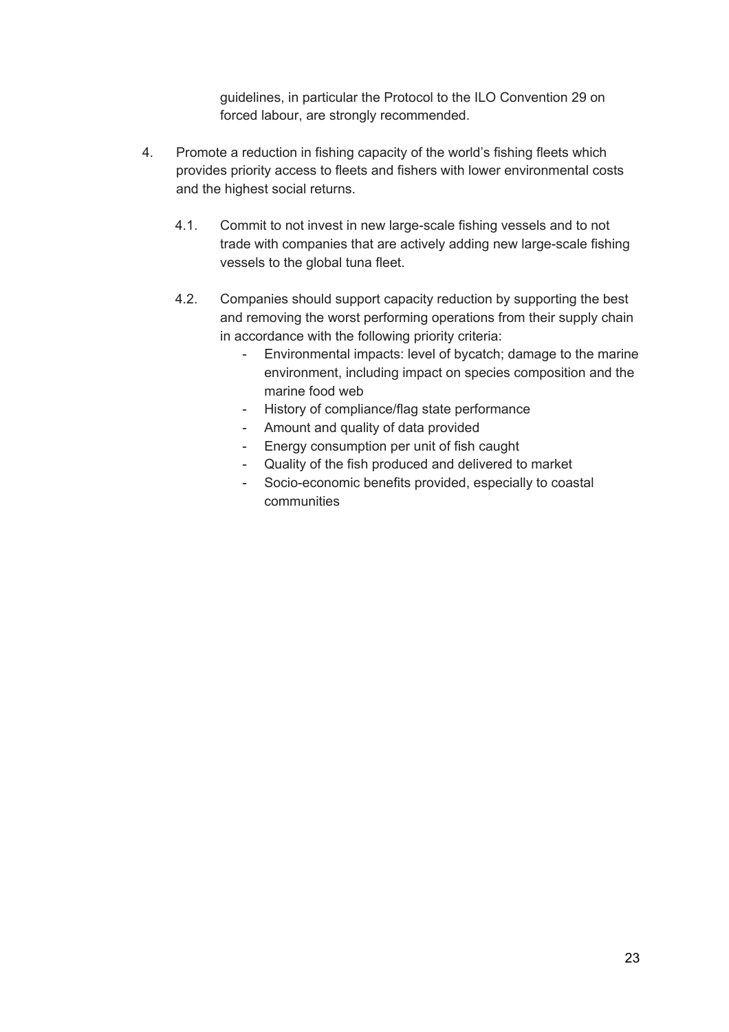guidelines, in particular the Protocol to the ILO Convention 29 on forced labour, are strongly recommended.

4. Promote a reduction in fishing capacity of the world's fishing fleets which provides priority access to fleets and fishers with lower environmental costs and the highest social returns.

   4.1. Commit to not invest in new large-scale fishing vessels and to not trade with companies that are actively adding new large-scale fishing vessels to the global tuna fleet.

   4.2. Companies should support capacity reduction by supporting the best and removing the worst performing operations from their supply chain in accordance with the following priority criteria:
      - Environmental impacts: level of bycatch; damage to the marine environment, including impact on species composition and the marine food web
      - History of compliance/flag state performance
      - Amount and quality of data provided
      - Energy consumption per unit of fish caught
      - Quality of the fish produced and delivered to market
      - Socio-economic benefits provided, especially to coastal communities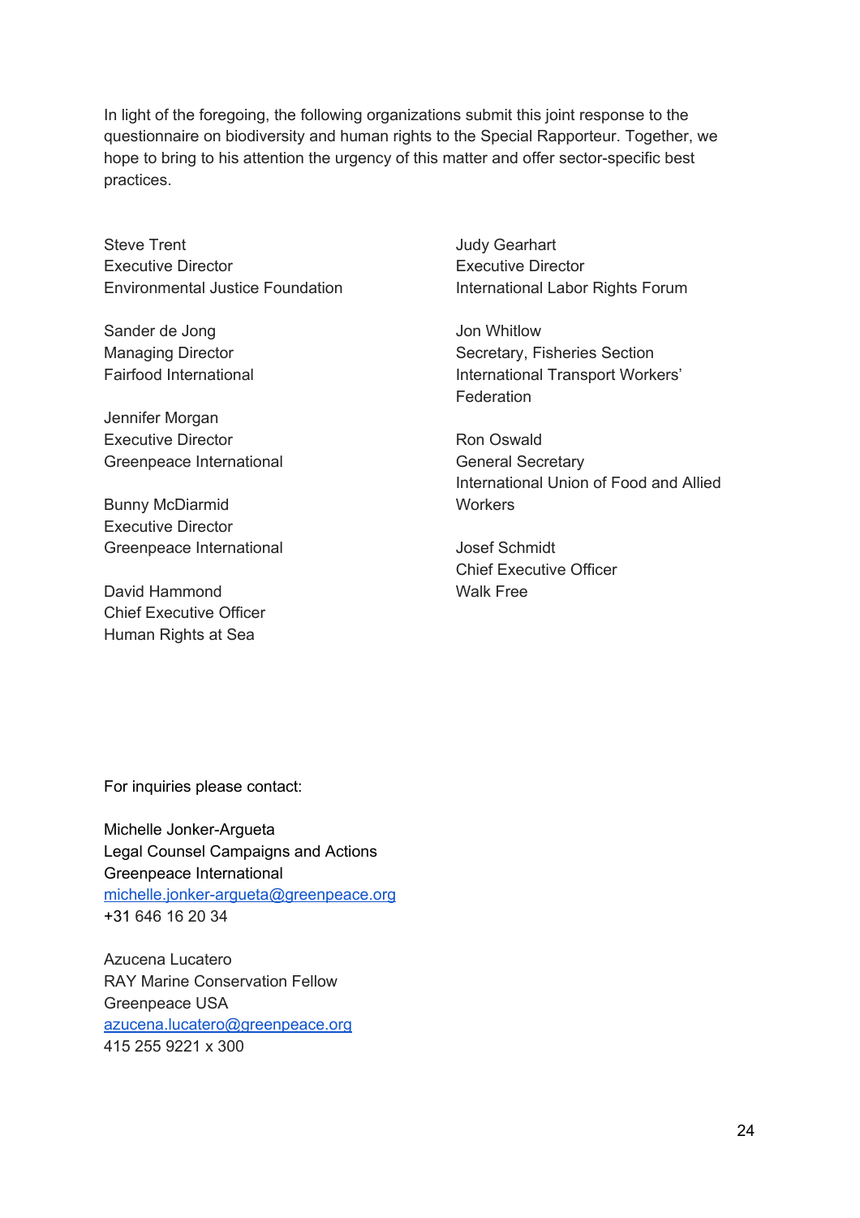In light of the foregoing, the following organizations submit this joint response to the questionnaire on biodiversity and human rights to the Special Rapporteur. Together, we hope to bring to his attention the urgency of this matter and offer sector-specific best practices.

Steve Trent
Executive Director
Environmental Justice Foundation

Sander de Jong
Managing Director
Fairfood International

Jennifer Morgan
Executive Director
Greenpeace International

Bunny McDiarmid
Executive Director
Greenpeace International

David Hammond
Chief Executive Officer
Human Rights at Sea

Judy Gearhart
Executive Director
International Labor Rights Forum

Jon Whitlow
Secretary, Fisheries Section
International Transport Workers' Federation

Ron Oswald
General Secretary
International Union of Food and Allied Workers

Josef Schmidt
Chief Executive Officer
Walk Free

For inquiries please contact:

Michelle Jonker-Argueta
Legal Counsel Campaigns and Actions
Greenpeace International
michelle.jonker-argueta@greenpeace.org
+31 646 16 20 34

Azucena Lucatero
RAY Marine Conservation Fellow
Greenpeace USA
azucena.lucatero@greenpeace.org
415 255 9221 x 300